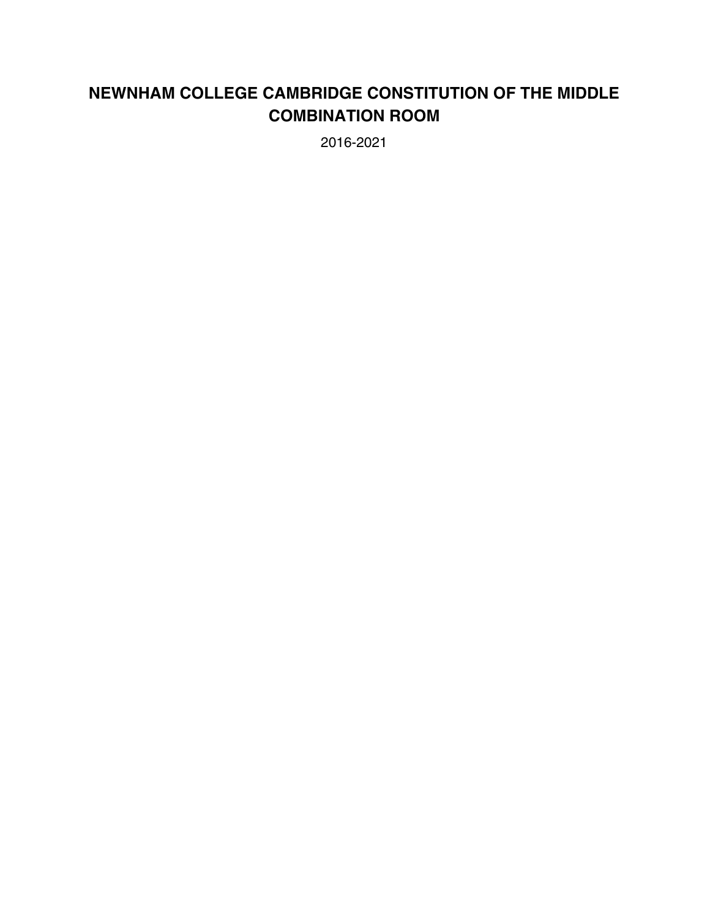# NEWNHAM COLLEGE CAMBRIDGE CONSTITUTION OF THE MIDDLE COMBINATION ROOM

2016-2021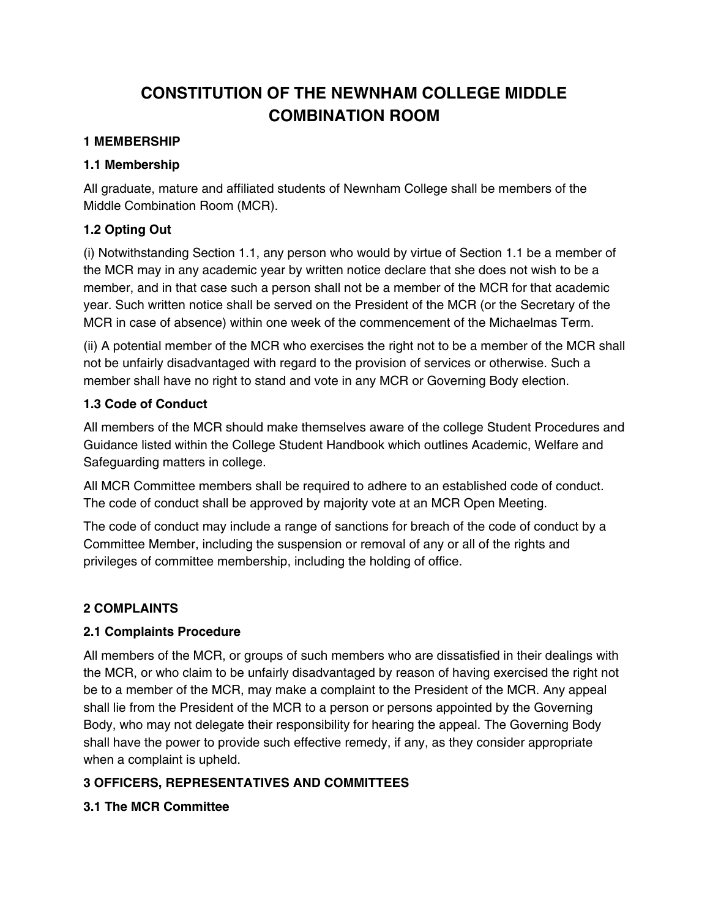# CONSTITUTION OF THE NEWNHAM COLLEGE MIDDLE COMBINATION ROOM

## 1 MEMBERSHIP

### 1.1 Membership

All graduate, mature and affiliated students of Newnham College shall be members of the Middle Combination Room (MCR).

### 1.2 Opting Out

(i) Notwithstanding Section 1.1, any person who would by virtue of Section 1.1 be a member of the MCR may in any academic year by written notice declare that she does not wish to be a member, and in that case such a person shall not be a member of the MCR for that academic year. Such written notice shall be served on the President of the MCR (or the Secretary of the MCR in case of absence) within one week of the commencement of the Michaelmas Term.

(ii) A potential member of the MCR who exercises the right not to be a member of the MCR shall not be unfairly disadvantaged with regard to the provision of services or otherwise. Such a member shall have no right to stand and vote in any MCR or Governing Body election.

### 1.3 Code of Conduct

All members of the MCR should make themselves aware of the college Student Procedures and Guidance listed within the College Student Handbook which outlines Academic, Welfare and Safeguarding matters in college.

All MCR Committee members shall be required to adhere to an established code of conduct. The code of conduct shall be approved by majority vote at an MCR Open Meeting.

The code of conduct may include a range of sanctions for breach of the code of conduct by a Committee Member, including the suspension or removal of any or all of the rights and privileges of committee membership, including the holding of office.

## 2 COMPLAINTS

### 2.1 Complaints Procedure

All members of the MCR, or groups of such members who are dissatisfied in their dealings with the MCR, or who claim to be unfairly disadvantaged by reason of having exercised the right not be to a member of the MCR, may make a complaint to the President of the MCR. Any appeal shall lie from the President of the MCR to a person or persons appointed by the Governing Body, who may not delegate their responsibility for hearing the appeal. The Governing Body shall have the power to provide such effective remedy, if any, as they consider appropriate when a complaint is upheld.

## 3 OFFICERS, REPRESENTATIVES AND COMMITTEES

### 3.1 The MCR Committee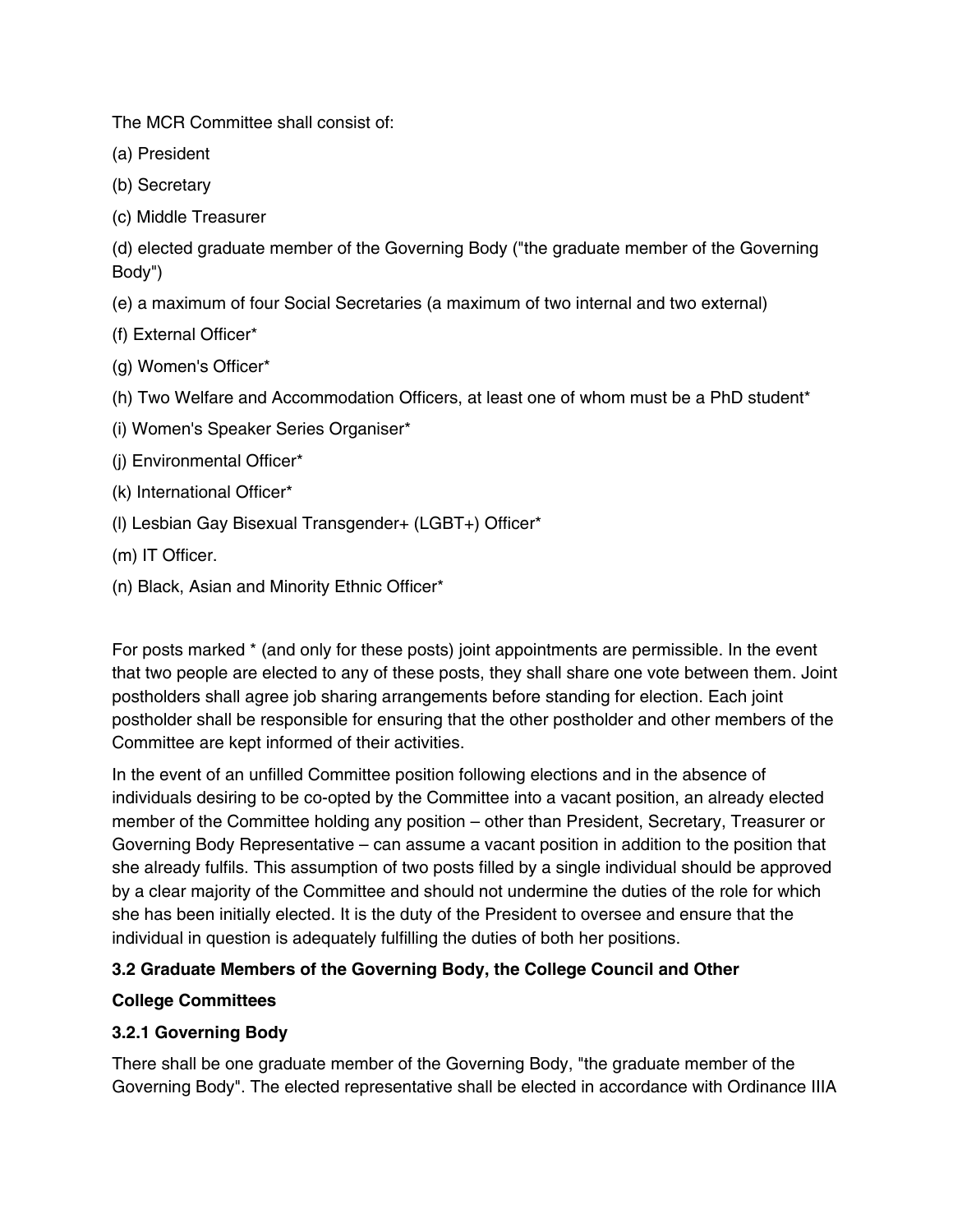The MCR Committee shall consist of:

(a) President

(b) Secretary

(c) Middle Treasurer

(d) elected graduate member of the Governing Body ("the graduate member of the Governing Body")

(e) a maximum of four Social Secretaries (a maximum of two internal and two external)

(f) External Officer*

(g) Women's Officer*

(h) Two Welfare and Accommodation Officers, at least one of whom must be a PhD student*

(i) Women's Speaker Series Organiser*

(j) Environmental Officer*

(k) International Officer*

(l) Lesbian Gay Bisexual Transgender+ (LGBT+) Officer*

(m) IT Officer.

(n) Black, Asian and Minority Ethnic Officer*

For posts marked * (and only for these posts) joint appointments are permissible. In the event that two people are elected to any of these posts, they shall share one vote between them. Joint postholders shall agree job sharing arrangements before standing for election. Each joint postholder shall be responsible for ensuring that the other postholder and other members of the Committee are kept informed of their activities.

In the event of an unfilled Committee position following elections and in the absence of individuals desiring to be co-opted by the Committee into a vacant position, an already elected member of the Committee holding any position – other than President, Secretary, Treasurer or Governing Body Representative – can assume a vacant position in addition to the position that she already fulfils. This assumption of two posts filled by a single individual should be approved by a clear majority of the Committee and should not undermine the duties of the role for which she has been initially elected. It is the duty of the President to oversee and ensure that the individual in question is adequately fulfilling the duties of both her positions.

### 3.2 Graduate Members of the Governing Body, the College Council and Other College Committees

#### 3.2.1 Governing Body

There shall be one graduate member of the Governing Body, "the graduate member of the Governing Body". The elected representative shall be elected in accordance with Ordinance IIIA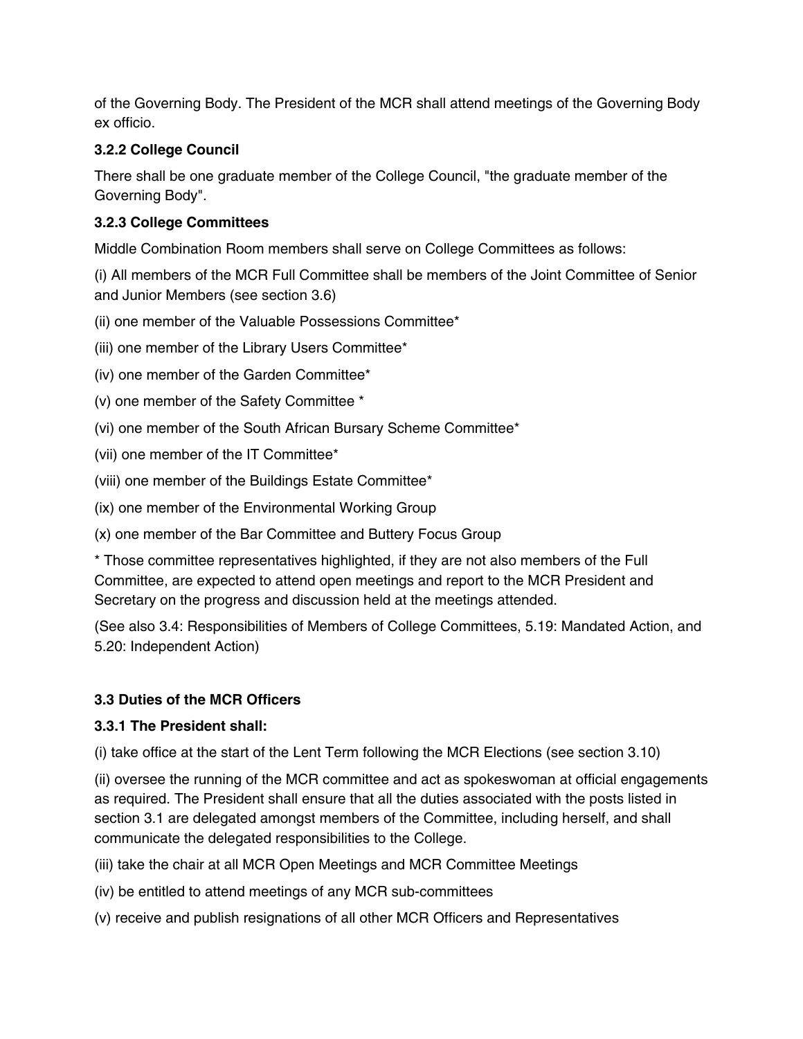of the Governing Body. The President of the MCR shall attend meetings of the Governing Body ex officio.

### 3.2.2 College Council

There shall be one graduate member of the College Council, "the graduate member of the Governing Body".

### 3.2.3 College Committees

Middle Combination Room members shall serve on College Committees as follows:

(i) All members of the MCR Full Committee shall be members of the Joint Committee of Senior and Junior Members (see section 3.6)

(ii) one member of the Valuable Possessions Committee*

(iii) one member of the Library Users Committee*

(iv) one member of the Garden Committee*

(v) one member of the Safety Committee *

(vi) one member of the South African Bursary Scheme Committee*

(vii) one member of the IT Committee*

(viii) one member of the Buildings Estate Committee*

(ix) one member of the Environmental Working Group

(x) one member of the Bar Committee and Buttery Focus Group

* Those committee representatives highlighted, if they are not also members of the Full Committee, are expected to attend open meetings and report to the MCR President and Secretary on the progress and discussion held at the meetings attended.

(See also 3.4: Responsibilities of Members of College Committees, 5.19: Mandated Action, and 5.20: Independent Action)

## 3.3 Duties of the MCR Officers

### 3.3.1 The President shall:

(i) take office at the start of the Lent Term following the MCR Elections (see section 3.10)

(ii) oversee the running of the MCR committee and act as spokeswoman at official engagements as required. The President shall ensure that all the duties associated with the posts listed in section 3.1 are delegated amongst members of the Committee, including herself, and shall communicate the delegated responsibilities to the College.

(iii) take the chair at all MCR Open Meetings and MCR Committee Meetings

(iv) be entitled to attend meetings of any MCR sub-committees

(v) receive and publish resignations of all other MCR Officers and Representatives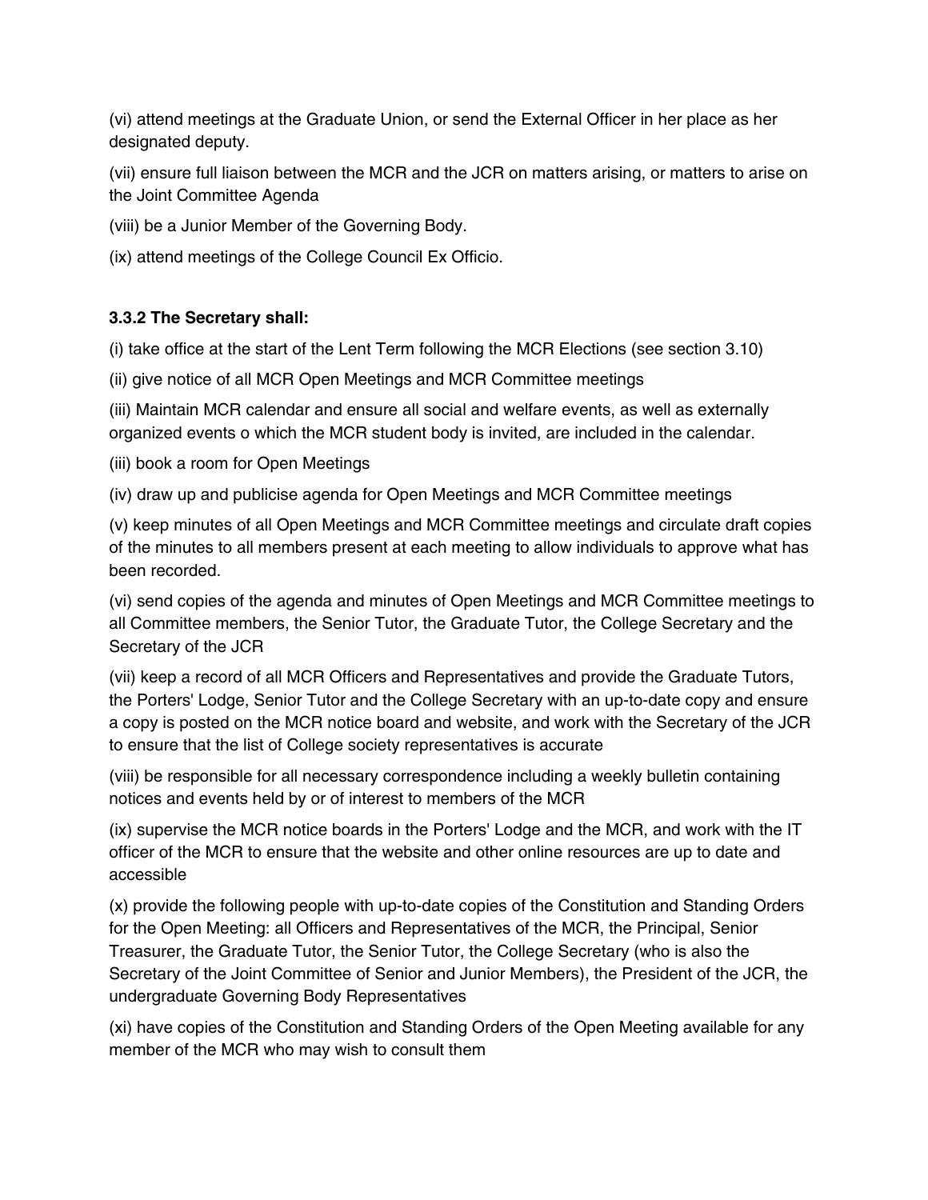(vi) attend meetings at the Graduate Union, or send the External Officer in her place as her designated deputy.

(vii) ensure full liaison between the MCR and the JCR on matters arising, or matters to arise on the Joint Committee Agenda

(viii) be a Junior Member of the Governing Body.

(ix) attend meetings of the College Council Ex Officio.

**3.3.2 The Secretary shall:**

(i) take office at the start of the Lent Term following the MCR Elections (see section 3.10)

(ii) give notice of all MCR Open Meetings and MCR Committee meetings

(iii) Maintain MCR calendar and ensure all social and welfare events, as well as externally organized events o which the MCR student body is invited, are included in the calendar.

(iii) book a room for Open Meetings

(iv) draw up and publicise agenda for Open Meetings and MCR Committee meetings

(v) keep minutes of all Open Meetings and MCR Committee meetings and circulate draft copies of the minutes to all members present at each meeting to allow individuals to approve what has been recorded.

(vi) send copies of the agenda and minutes of Open Meetings and MCR Committee meetings to all Committee members, the Senior Tutor, the Graduate Tutor, the College Secretary and the Secretary of the JCR

(vii) keep a record of all MCR Officers and Representatives and provide the Graduate Tutors, the Porters' Lodge, Senior Tutor and the College Secretary with an up-to-date copy and ensure a copy is posted on the MCR notice board and website, and work with the Secretary of the JCR to ensure that the list of College society representatives is accurate

(viii) be responsible for all necessary correspondence including a weekly bulletin containing notices and events held by or of interest to members of the MCR

(ix) supervise the MCR notice boards in the Porters' Lodge and the MCR, and work with the IT officer of the MCR to ensure that the website and other online resources are up to date and accessible

(x) provide the following people with up-to-date copies of the Constitution and Standing Orders for the Open Meeting: all Officers and Representatives of the MCR, the Principal, Senior Treasurer, the Graduate Tutor, the Senior Tutor, the College Secretary (who is also the Secretary of the Joint Committee of Senior and Junior Members), the President of the JCR, the undergraduate Governing Body Representatives

(xi) have copies of the Constitution and Standing Orders of the Open Meeting available for any member of the MCR who may wish to consult them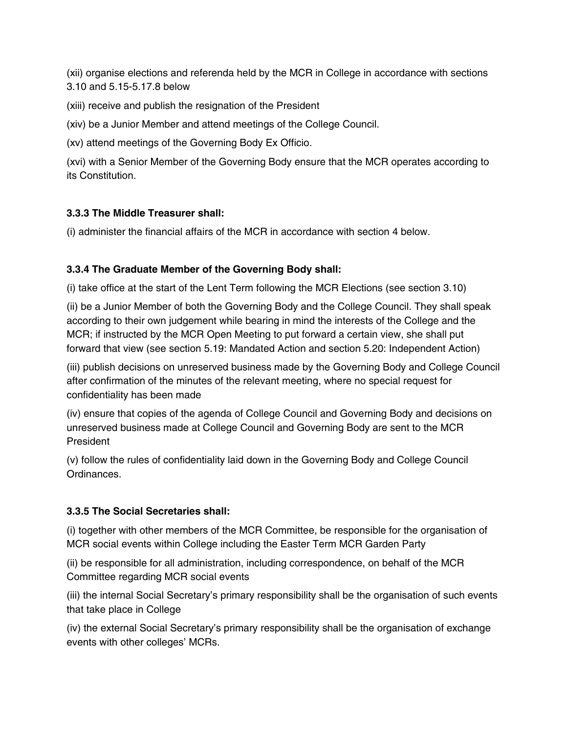(xii) organise elections and referenda held by the MCR in College in accordance with sections 3.10 and 5.15-5.17.8 below

(xiii) receive and publish the resignation of the President

(xiv) be a Junior Member and attend meetings of the College Council.

(xv) attend meetings of the Governing Body Ex Officio.

(xvi) with a Senior Member of the Governing Body ensure that the MCR operates according to its Constitution.

**3.3.3 The Middle Treasurer shall:**

(i) administer the financial affairs of the MCR in accordance with section 4 below.

**3.3.4 The Graduate Member of the Governing Body shall:**

(i) take office at the start of the Lent Term following the MCR Elections (see section 3.10)

(ii) be a Junior Member of both the Governing Body and the College Council. They shall speak according to their own judgement while bearing in mind the interests of the College and the MCR; if instructed by the MCR Open Meeting to put forward a certain view, she shall put forward that view (see section 5.19: Mandated Action and section 5.20: Independent Action)

(iii) publish decisions on unreserved business made by the Governing Body and College Council after confirmation of the minutes of the relevant meeting, where no special request for confidentiality has been made

(iv) ensure that copies of the agenda of College Council and Governing Body and decisions on unreserved business made at College Council and Governing Body are sent to the MCR President

(v) follow the rules of confidentiality laid down in the Governing Body and College Council Ordinances.

**3.3.5 The Social Secretaries shall:**

(i) together with other members of the MCR Committee, be responsible for the organisation of MCR social events within College including the Easter Term MCR Garden Party

(ii) be responsible for all administration, including correspondence, on behalf of the MCR Committee regarding MCR social events

(iii) the internal Social Secretary's primary responsibility shall be the organisation of such events that take place in College

(iv) the external Social Secretary's primary responsibility shall be the organisation of exchange events with other colleges' MCRs.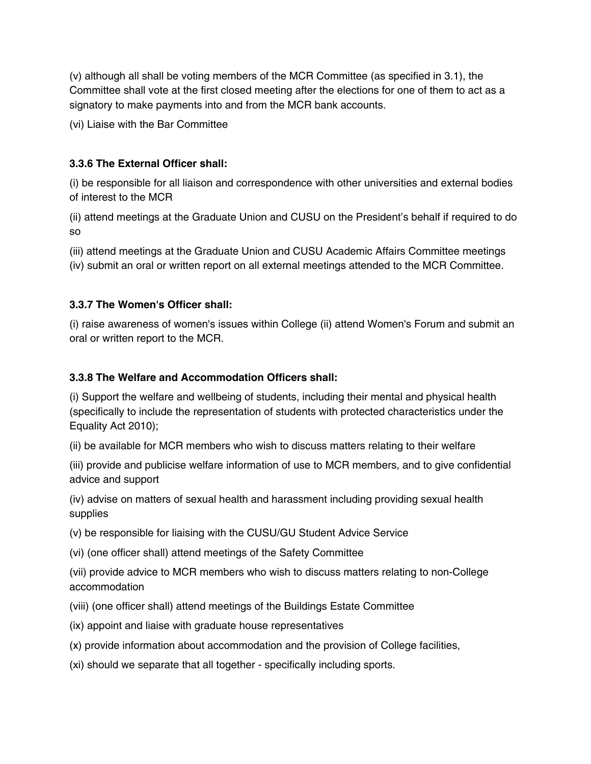(v) although all shall be voting members of the MCR Committee (as specified in 3.1), the Committee shall vote at the first closed meeting after the elections for one of them to act as a signatory to make payments into and from the MCR bank accounts.

(vi) Liaise with the Bar Committee

**3.3.6 The External Officer shall:**

(i) be responsible for all liaison and correspondence with other universities and external bodies of interest to the MCR

(ii) attend meetings at the Graduate Union and CUSU on the President's behalf if required to do so

(iii) attend meetings at the Graduate Union and CUSU Academic Affairs Committee meetings
(iv) submit an oral or written report on all external meetings attended to the MCR Committee.

**3.3.7 The Women's Officer shall:**

(i) raise awareness of women's issues within College (ii) attend Women's Forum and submit an oral or written report to the MCR.

**3.3.8 The Welfare and Accommodation Officers shall:**

(i) Support the welfare and wellbeing of students, including their mental and physical health (specifically to include the representation of students with protected characteristics under the Equality Act 2010);

(ii) be available for MCR members who wish to discuss matters relating to their welfare

(iii) provide and publicise welfare information of use to MCR members, and to give confidential advice and support

(iv) advise on matters of sexual health and harassment including providing sexual health supplies

(v) be responsible for liaising with the CUSU/GU Student Advice Service

(vi) (one officer shall) attend meetings of the Safety Committee

(vii) provide advice to MCR members who wish to discuss matters relating to non-College accommodation

(viii) (one officer shall) attend meetings of the Buildings Estate Committee

(ix) appoint and liaise with graduate house representatives

(x) provide information about accommodation and the provision of College facilities,

(xi) should we separate that all together - specifically including sports.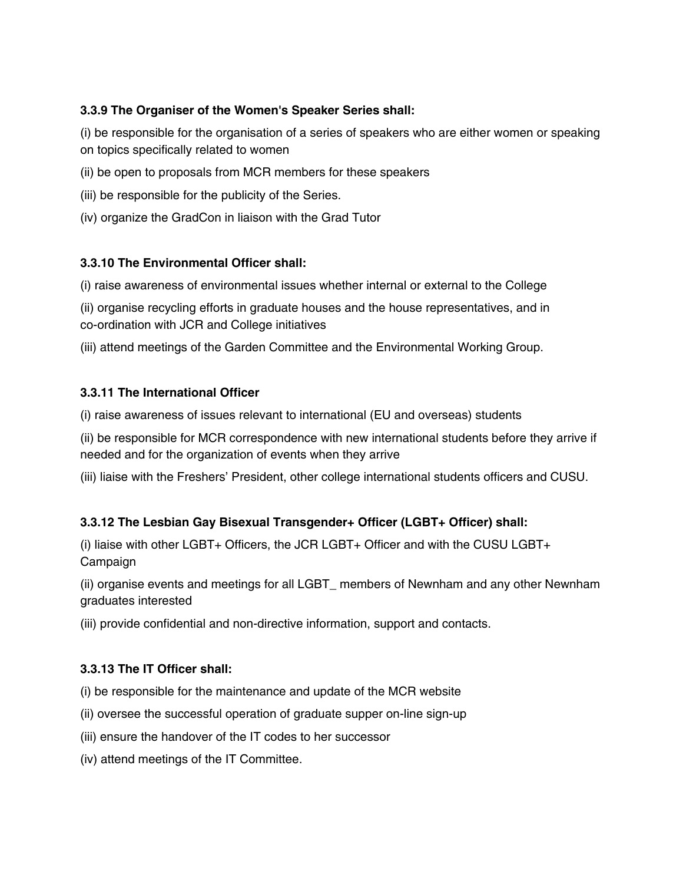**3.3.9 The Organiser of the Women's Speaker Series shall:**

(i) be responsible for the organisation of a series of speakers who are either women or speaking on topics specifically related to women

(ii) be open to proposals from MCR members for these speakers

(iii) be responsible for the publicity of the Series.

(iv) organize the GradCon in liaison with the Grad Tutor

**3.3.10 The Environmental Officer shall:**

(i) raise awareness of environmental issues whether internal or external to the College

(ii) organise recycling efforts in graduate houses and the house representatives, and in co-ordination with JCR and College initiatives

(iii) attend meetings of the Garden Committee and the Environmental Working Group.

**3.3.11 The International Officer**

(i) raise awareness of issues relevant to international (EU and overseas) students

(ii) be responsible for MCR correspondence with new international students before they arrive if needed and for the organization of events when they arrive

(iii) liaise with the Freshers' President, other college international students officers and CUSU.

**3.3.12 The Lesbian Gay Bisexual Transgender+ Officer (LGBT+ Officer) shall:**

(i) liaise with other LGBT+ Officers, the JCR LGBT+ Officer and with the CUSU LGBT+ Campaign

(ii) organise events and meetings for all LGBT_ members of Newnham and any other Newnham graduates interested

(iii) provide confidential and non-directive information, support and contacts.

**3.3.13 The IT Officer shall:**

(i) be responsible for the maintenance and update of the MCR website

(ii) oversee the successful operation of graduate supper on-line sign-up

(iii) ensure the handover of the IT codes to her successor

(iv) attend meetings of the IT Committee.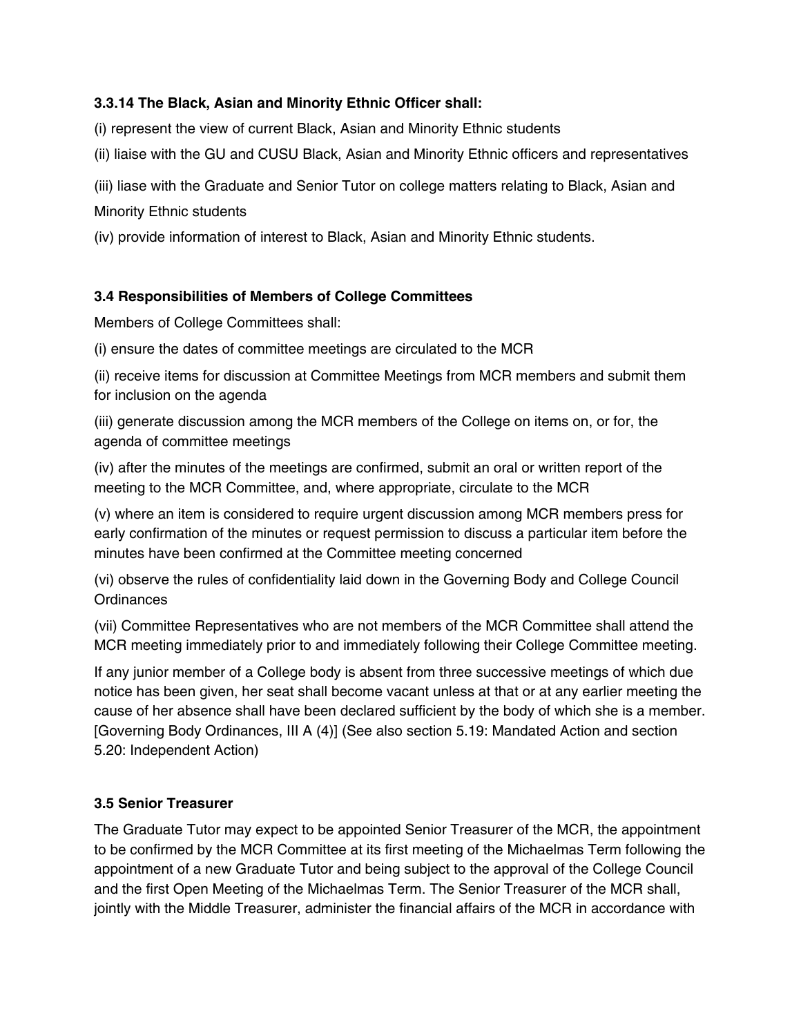**3.3.14 The Black, Asian and Minority Ethnic Officer shall:**

(i) represent the view of current Black, Asian and Minority Ethnic students

(ii) liaise with the GU and CUSU Black, Asian and Minority Ethnic officers and representatives

(iii) liase with the Graduate and Senior Tutor on college matters relating to Black, Asian and Minority Ethnic students

(iv) provide information of interest to Black, Asian and Minority Ethnic students.

**3.4 Responsibilities of Members of College Committees**

Members of College Committees shall:

(i) ensure the dates of committee meetings are circulated to the MCR

(ii) receive items for discussion at Committee Meetings from MCR members and submit them for inclusion on the agenda

(iii) generate discussion among the MCR members of the College on items on, or for, the agenda of committee meetings

(iv) after the minutes of the meetings are confirmed, submit an oral or written report of the meeting to the MCR Committee, and, where appropriate, circulate to the MCR

(v) where an item is considered to require urgent discussion among MCR members press for early confirmation of the minutes or request permission to discuss a particular item before the minutes have been confirmed at the Committee meeting concerned

(vi) observe the rules of confidentiality laid down in the Governing Body and College Council Ordinances

(vii) Committee Representatives who are not members of the MCR Committee shall attend the MCR meeting immediately prior to and immediately following their College Committee meeting.

If any junior member of a College body is absent from three successive meetings of which due notice has been given, her seat shall become vacant unless at that or at any earlier meeting the cause of her absence shall have been declared sufficient by the body of which she is a member. [Governing Body Ordinances, III A (4)] (See also section 5.19: Mandated Action and section 5.20: Independent Action)

**3.5 Senior Treasurer**

The Graduate Tutor may expect to be appointed Senior Treasurer of the MCR, the appointment to be confirmed by the MCR Committee at its first meeting of the Michaelmas Term following the appointment of a new Graduate Tutor and being subject to the approval of the College Council and the first Open Meeting of the Michaelmas Term. The Senior Treasurer of the MCR shall, jointly with the Middle Treasurer, administer the financial affairs of the MCR in accordance with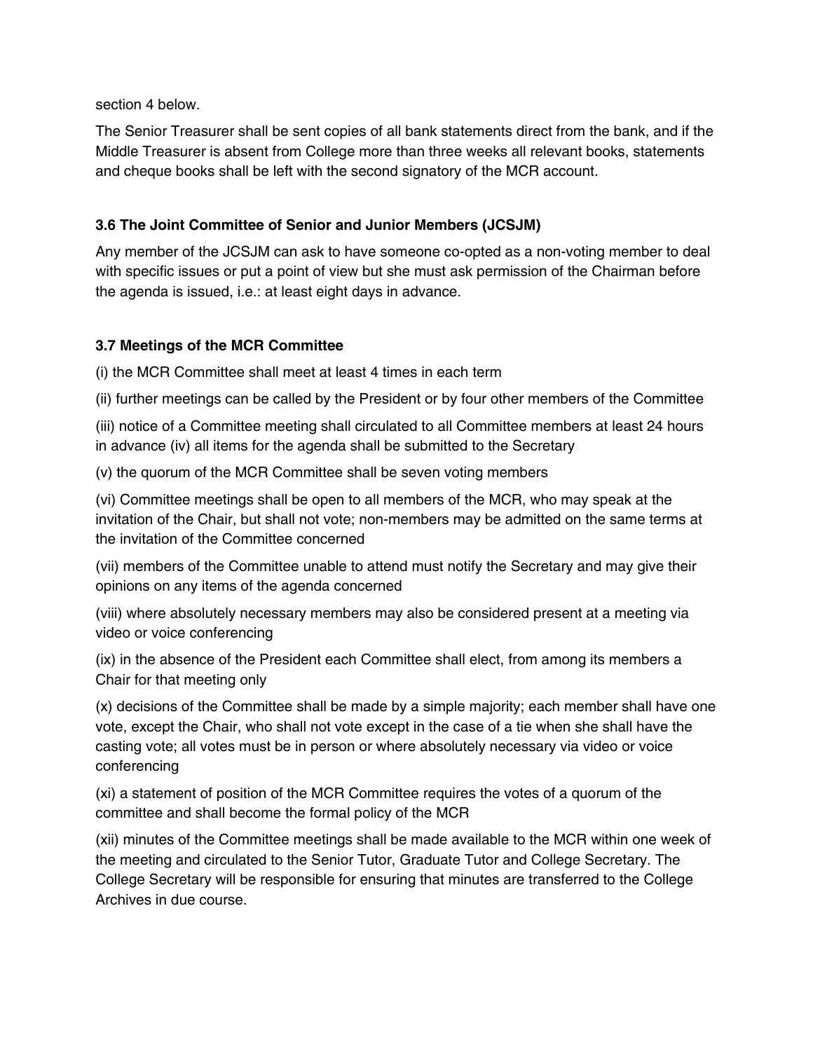section 4 below.

The Senior Treasurer shall be sent copies of all bank statements direct from the bank, and if the Middle Treasurer is absent from College more than three weeks all relevant books, statements and cheque books shall be left with the second signatory of the MCR account.

### 3.6 The Joint Committee of Senior and Junior Members (JCSJM)

Any member of the JCSJM can ask to have someone co-opted as a non-voting member to deal with specific issues or put a point of view but she must ask permission of the Chairman before the agenda is issued, i.e.: at least eight days in advance.

### 3.7 Meetings of the MCR Committee

(i) the MCR Committee shall meet at least 4 times in each term

(ii) further meetings can be called by the President or by four other members of the Committee

(iii) notice of a Committee meeting shall circulated to all Committee members at least 24 hours in advance (iv) all items for the agenda shall be submitted to the Secretary

(v) the quorum of the MCR Committee shall be seven voting members

(vi) Committee meetings shall be open to all members of the MCR, who may speak at the invitation of the Chair, but shall not vote; non-members may be admitted on the same terms at the invitation of the Committee concerned

(vii) members of the Committee unable to attend must notify the Secretary and may give their opinions on any items of the agenda concerned

(viii) where absolutely necessary members may also be considered present at a meeting via video or voice conferencing

(ix) in the absence of the President each Committee shall elect, from among its members a Chair for that meeting only

(x) decisions of the Committee shall be made by a simple majority; each member shall have one vote, except the Chair, who shall not vote except in the case of a tie when she shall have the casting vote; all votes must be in person or where absolutely necessary via video or voice conferencing

(xi) a statement of position of the MCR Committee requires the votes of a quorum of the committee and shall become the formal policy of the MCR

(xii) minutes of the Committee meetings shall be made available to the MCR within one week of the meeting and circulated to the Senior Tutor, Graduate Tutor and College Secretary. The College Secretary will be responsible for ensuring that minutes are transferred to the College Archives in due course.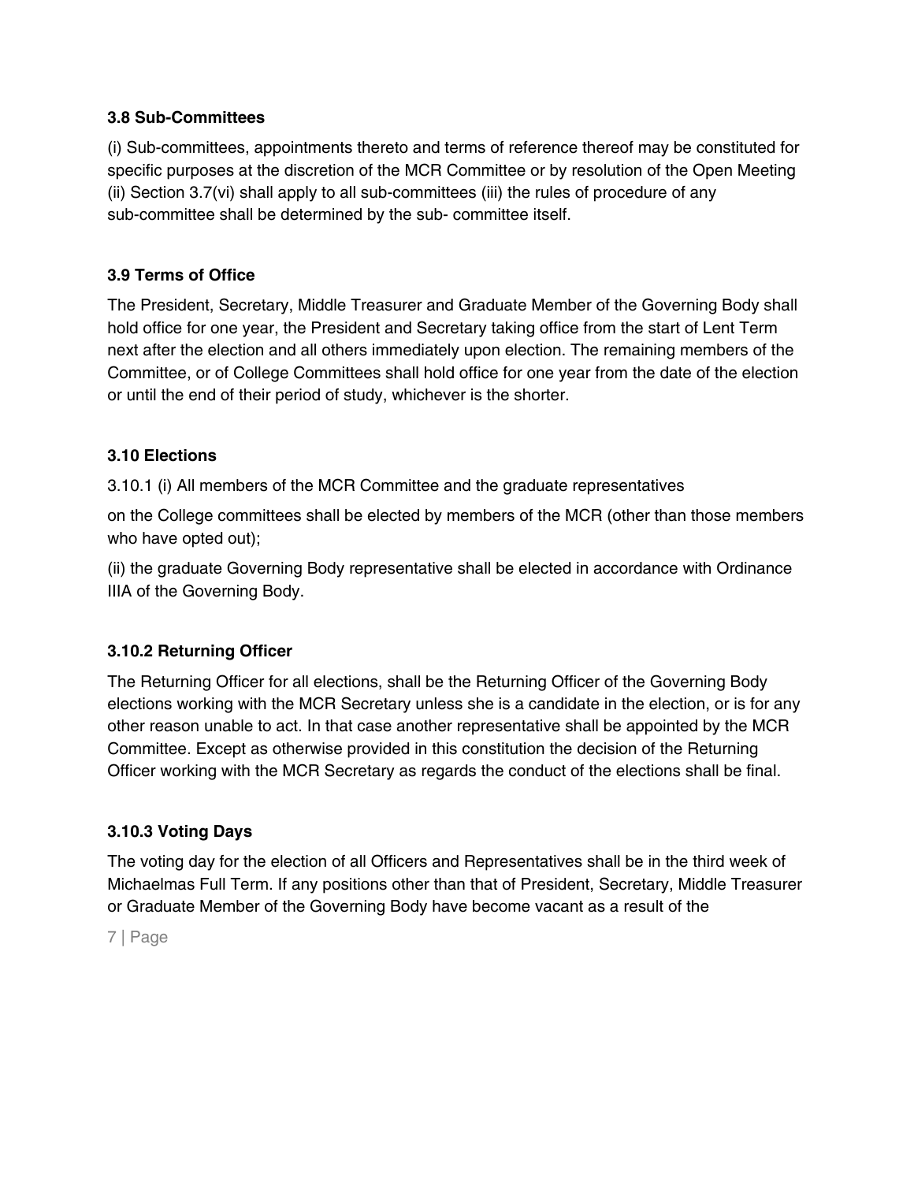### 3.8 Sub-Committees

(i) Sub-committees, appointments thereto and terms of reference thereof may be constituted for specific purposes at the discretion of the MCR Committee or by resolution of the Open Meeting (ii) Section 3.7(vi) shall apply to all sub-committees (iii) the rules of procedure of any sub-committee shall be determined by the sub- committee itself.

### 3.9 Terms of Office

The President, Secretary, Middle Treasurer and Graduate Member of the Governing Body shall hold office for one year, the President and Secretary taking office from the start of Lent Term next after the election and all others immediately upon election. The remaining members of the Committee, or of College Committees shall hold office for one year from the date of the election or until the end of their period of study, whichever is the shorter.

### 3.10 Elections

3.10.1 (i) All members of the MCR Committee and the graduate representatives

on the College committees shall be elected by members of the MCR (other than those members who have opted out);

(ii) the graduate Governing Body representative shall be elected in accordance with Ordinance IIIA of the Governing Body.

### 3.10.2 Returning Officer

The Returning Officer for all elections, shall be the Returning Officer of the Governing Body elections working with the MCR Secretary unless she is a candidate in the election, or is for any other reason unable to act. In that case another representative shall be appointed by the MCR Committee. Except as otherwise provided in this constitution the decision of the Returning Officer working with the MCR Secretary as regards the conduct of the elections shall be final.

### 3.10.3 Voting Days

The voting day for the election of all Officers and Representatives shall be in the third week of Michaelmas Full Term. If any positions other than that of President, Secretary, Middle Treasurer or Graduate Member of the Governing Body have become vacant as a result of the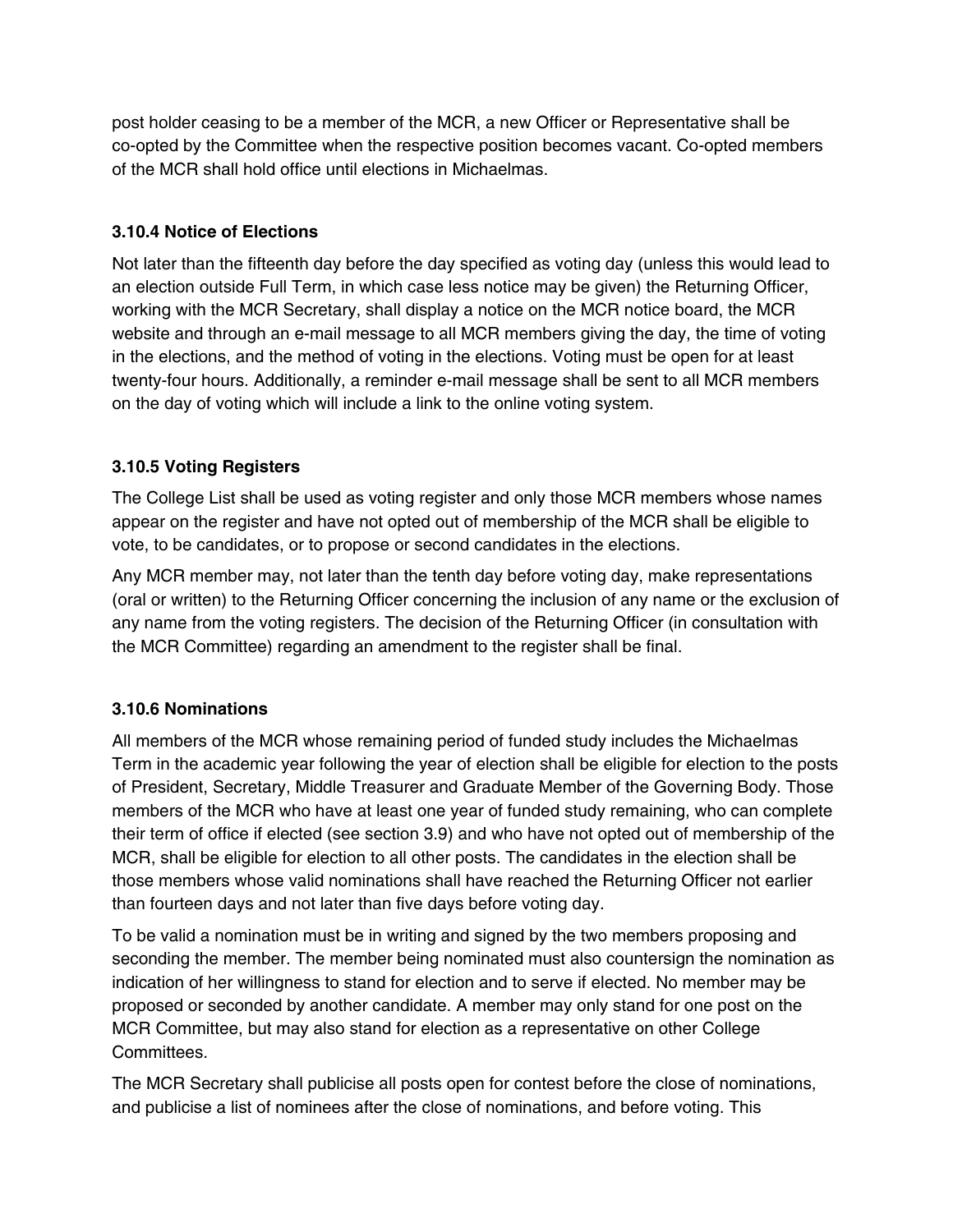post holder ceasing to be a member of the MCR, a new Officer or Representative shall be co-opted by the Committee when the respective position becomes vacant. Co-opted members of the MCR shall hold office until elections in Michaelmas.

### 3.10.4 Notice of Elections

Not later than the fifteenth day before the day specified as voting day (unless this would lead to an election outside Full Term, in which case less notice may be given) the Returning Officer, working with the MCR Secretary, shall display a notice on the MCR notice board, the MCR website and through an e-mail message to all MCR members giving the day, the time of voting in the elections, and the method of voting in the elections. Voting must be open for at least twenty-four hours. Additionally, a reminder e-mail message shall be sent to all MCR members on the day of voting which will include a link to the online voting system.

### 3.10.5 Voting Registers

The College List shall be used as voting register and only those MCR members whose names appear on the register and have not opted out of membership of the MCR shall be eligible to vote, to be candidates, or to propose or second candidates in the elections.

Any MCR member may, not later than the tenth day before voting day, make representations (oral or written) to the Returning Officer concerning the inclusion of any name or the exclusion of any name from the voting registers. The decision of the Returning Officer (in consultation with the MCR Committee) regarding an amendment to the register shall be final.

### 3.10.6 Nominations

All members of the MCR whose remaining period of funded study includes the Michaelmas Term in the academic year following the year of election shall be eligible for election to the posts of President, Secretary, Middle Treasurer and Graduate Member of the Governing Body. Those members of the MCR who have at least one year of funded study remaining, who can complete their term of office if elected (see section 3.9) and who have not opted out of membership of the MCR, shall be eligible for election to all other posts. The candidates in the election shall be those members whose valid nominations shall have reached the Returning Officer not earlier than fourteen days and not later than five days before voting day.

To be valid a nomination must be in writing and signed by the two members proposing and seconding the member. The member being nominated must also countersign the nomination as indication of her willingness to stand for election and to serve if elected. No member may be proposed or seconded by another candidate. A member may only stand for one post on the MCR Committee, but may also stand for election as a representative on other College Committees.

The MCR Secretary shall publicise all posts open for contest before the close of nominations, and publicise a list of nominees after the close of nominations, and before voting. This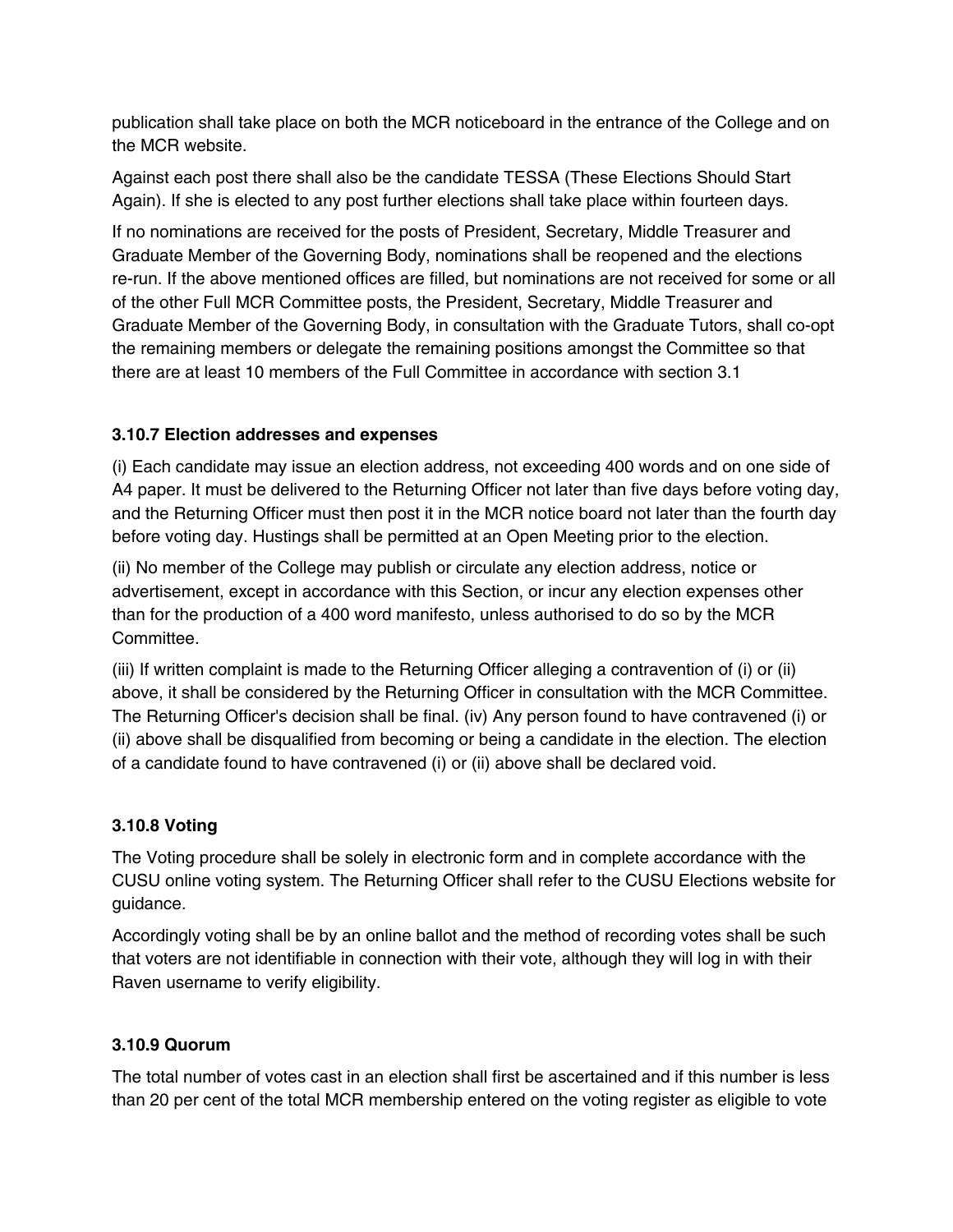publication shall take place on both the MCR noticeboard in the entrance of the College and on the MCR website.

Against each post there shall also be the candidate TESSA (These Elections Should Start Again). If she is elected to any post further elections shall take place within fourteen days.

If no nominations are received for the posts of President, Secretary, Middle Treasurer and Graduate Member of the Governing Body, nominations shall be reopened and the elections re-run. If the above mentioned offices are filled, but nominations are not received for some or all of the other Full MCR Committee posts, the President, Secretary, Middle Treasurer and Graduate Member of the Governing Body, in consultation with the Graduate Tutors, shall co-opt the remaining members or delegate the remaining positions amongst the Committee so that there are at least 10 members of the Full Committee in accordance with section 3.1

### 3.10.7 Election addresses and expenses

(i) Each candidate may issue an election address, not exceeding 400 words and on one side of A4 paper. It must be delivered to the Returning Officer not later than five days before voting day, and the Returning Officer must then post it in the MCR notice board not later than the fourth day before voting day. Hustings shall be permitted at an Open Meeting prior to the election.

(ii) No member of the College may publish or circulate any election address, notice or advertisement, except in accordance with this Section, or incur any election expenses other than for the production of a 400 word manifesto, unless authorised to do so by the MCR Committee.

(iii) If written complaint is made to the Returning Officer alleging a contravention of (i) or (ii) above, it shall be considered by the Returning Officer in consultation with the MCR Committee. The Returning Officer's decision shall be final. (iv) Any person found to have contravened (i) or (ii) above shall be disqualified from becoming or being a candidate in the election. The election of a candidate found to have contravened (i) or (ii) above shall be declared void.

### 3.10.8 Voting

The Voting procedure shall be solely in electronic form and in complete accordance with the CUSU online voting system. The Returning Officer shall refer to the CUSU Elections website for guidance.

Accordingly voting shall be by an online ballot and the method of recording votes shall be such that voters are not identifiable in connection with their vote, although they will log in with their Raven username to verify eligibility.

### 3.10.9 Quorum

The total number of votes cast in an election shall first be ascertained and if this number is less than 20 per cent of the total MCR membership entered on the voting register as eligible to vote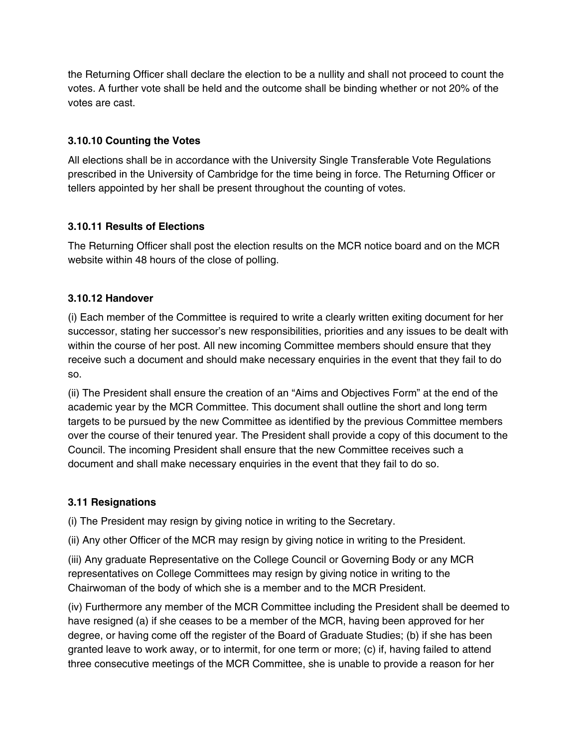the Returning Officer shall declare the election to be a nullity and shall not proceed to count the votes. A further vote shall be held and the outcome shall be binding whether or not 20% of the votes are cast.

### 3.10.10 Counting the Votes

All elections shall be in accordance with the University Single Transferable Vote Regulations prescribed in the University of Cambridge for the time being in force. The Returning Officer or tellers appointed by her shall be present throughout the counting of votes.

### 3.10.11 Results of Elections

The Returning Officer shall post the election results on the MCR notice board and on the MCR website within 48 hours of the close of polling.

### 3.10.12 Handover

(i) Each member of the Committee is required to write a clearly written exiting document for her successor, stating her successor's new responsibilities, priorities and any issues to be dealt with within the course of her post. All new incoming Committee members should ensure that they receive such a document and should make necessary enquiries in the event that they fail to do so.

(ii) The President shall ensure the creation of an "Aims and Objectives Form" at the end of the academic year by the MCR Committee. This document shall outline the short and long term targets to be pursued by the new Committee as identified by the previous Committee members over the course of their tenured year. The President shall provide a copy of this document to the Council. The incoming President shall ensure that the new Committee receives such a document and shall make necessary enquiries in the event that they fail to do so.

### 3.11 Resignations

(i) The President may resign by giving notice in writing to the Secretary.

(ii) Any other Officer of the MCR may resign by giving notice in writing to the President.

(iii) Any graduate Representative on the College Council or Governing Body or any MCR representatives on College Committees may resign by giving notice in writing to the Chairwoman of the body of which she is a member and to the MCR President.

(iv) Furthermore any member of the MCR Committee including the President shall be deemed to have resigned (a) if she ceases to be a member of the MCR, having been approved for her degree, or having come off the register of the Board of Graduate Studies; (b) if she has been granted leave to work away, or to intermit, for one term or more; (c) if, having failed to attend three consecutive meetings of the MCR Committee, she is unable to provide a reason for her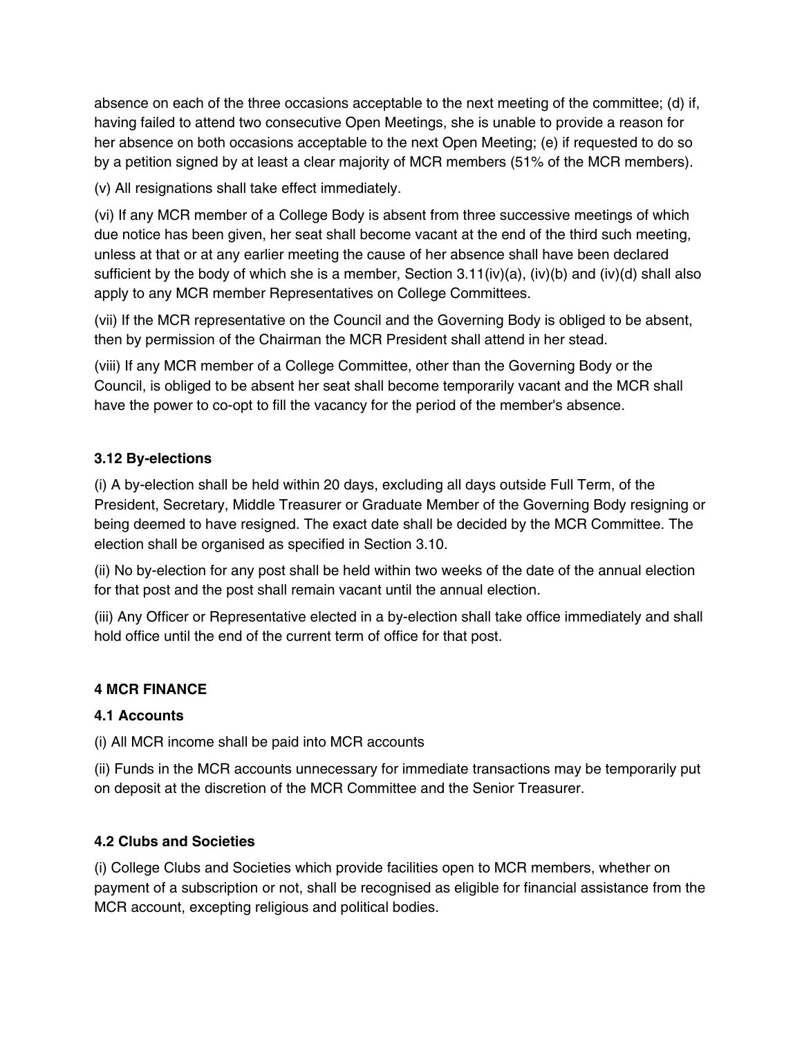absence on each of the three occasions acceptable to the next meeting of the committee; (d) if, having failed to attend two consecutive Open Meetings, she is unable to provide a reason for her absence on both occasions acceptable to the next Open Meeting; (e) if requested to do so by a petition signed by at least a clear majority of MCR members (51% of the MCR members).

(v) All resignations shall take effect immediately.

(vi) If any MCR member of a College Body is absent from three successive meetings of which due notice has been given, her seat shall become vacant at the end of the third such meeting, unless at that or at any earlier meeting the cause of her absence shall have been declared sufficient by the body of which she is a member, Section 3.11(iv)(a), (iv)(b) and (iv)(d) shall also apply to any MCR member Representatives on College Committees.

(vii) If the MCR representative on the Council and the Governing Body is obliged to be absent, then by permission of the Chairman the MCR President shall attend in her stead.

(viii) If any MCR member of a College Committee, other than the Governing Body or the Council, is obliged to be absent her seat shall become temporarily vacant and the MCR shall have the power to co-opt to fill the vacancy for the period of the member's absence.

### 3.12 By-elections

(i) A by-election shall be held within 20 days, excluding all days outside Full Term, of the President, Secretary, Middle Treasurer or Graduate Member of the Governing Body resigning or being deemed to have resigned. The exact date shall be decided by the MCR Committee. The election shall be organised as specified in Section 3.10.

(ii) No by-election for any post shall be held within two weeks of the date of the annual election for that post and the post shall remain vacant until the annual election.

(iii) Any Officer or Representative elected in a by-election shall take office immediately and shall hold office until the end of the current term of office for that post.

## 4 MCR FINANCE

### 4.1 Accounts

(i) All MCR income shall be paid into MCR accounts

(ii) Funds in the MCR accounts unnecessary for immediate transactions may be temporarily put on deposit at the discretion of the MCR Committee and the Senior Treasurer.

### 4.2 Clubs and Societies

(i) College Clubs and Societies which provide facilities open to MCR members, whether on payment of a subscription or not, shall be recognised as eligible for financial assistance from the MCR account, excepting religious and political bodies.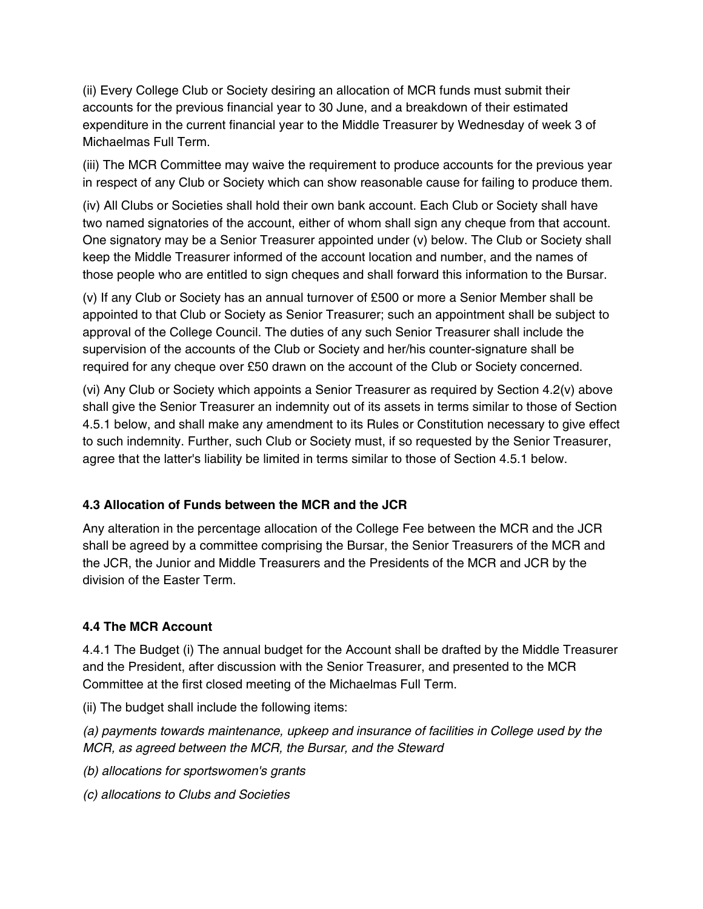(ii) Every College Club or Society desiring an allocation of MCR funds must submit their accounts for the previous financial year to 30 June, and a breakdown of their estimated expenditure in the current financial year to the Middle Treasurer by Wednesday of week 3 of Michaelmas Full Term.

(iii) The MCR Committee may waive the requirement to produce accounts for the previous year in respect of any Club or Society which can show reasonable cause for failing to produce them.

(iv) All Clubs or Societies shall hold their own bank account. Each Club or Society shall have two named signatories of the account, either of whom shall sign any cheque from that account. One signatory may be a Senior Treasurer appointed under (v) below. The Club or Society shall keep the Middle Treasurer informed of the account location and number, and the names of those people who are entitled to sign cheques and shall forward this information to the Bursar.

(v) If any Club or Society has an annual turnover of £500 or more a Senior Member shall be appointed to that Club or Society as Senior Treasurer; such an appointment shall be subject to approval of the College Council. The duties of any such Senior Treasurer shall include the supervision of the accounts of the Club or Society and her/his counter-signature shall be required for any cheque over £50 drawn on the account of the Club or Society concerned.

(vi) Any Club or Society which appoints a Senior Treasurer as required by Section 4.2(v) above shall give the Senior Treasurer an indemnity out of its assets in terms similar to those of Section 4.5.1 below, and shall make any amendment to its Rules or Constitution necessary to give effect to such indemnity. Further, such Club or Society must, if so requested by the Senior Treasurer, agree that the latter's liability be limited in terms similar to those of Section 4.5.1 below.

### 4.3 Allocation of Funds between the MCR and the JCR

Any alteration in the percentage allocation of the College Fee between the MCR and the JCR shall be agreed by a committee comprising the Bursar, the Senior Treasurers of the MCR and the JCR, the Junior and Middle Treasurers and the Presidents of the MCR and JCR by the division of the Easter Term.

### 4.4 The MCR Account

4.4.1 The Budget (i) The annual budget for the Account shall be drafted by the Middle Treasurer and the President, after discussion with the Senior Treasurer, and presented to the MCR Committee at the first closed meeting of the Michaelmas Full Term.

(ii) The budget shall include the following items:

*(a) payments towards maintenance, upkeep and insurance of facilities in College used by the MCR, as agreed between the MCR, the Bursar, and the Steward*

*(b) allocations for sportswomen's grants*

*(c) allocations to Clubs and Societies*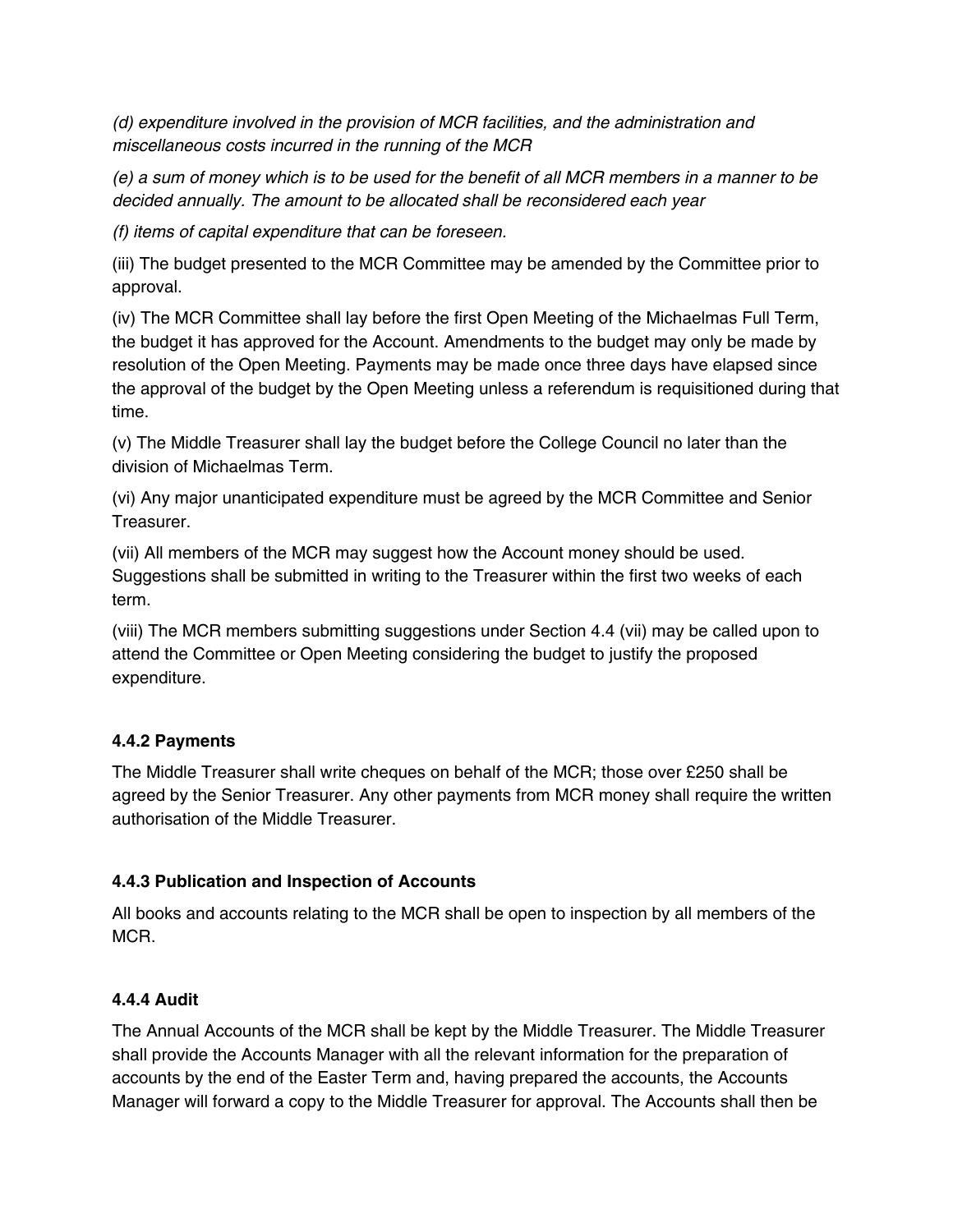*(d) expenditure involved in the provision of MCR facilities, and the administration and miscellaneous costs incurred in the running of the MCR*

*(e) a sum of money which is to be used for the benefit of all MCR members in a manner to be decided annually. The amount to be allocated shall be reconsidered each year*

*(f) items of capital expenditure that can be foreseen.*

(iii) The budget presented to the MCR Committee may be amended by the Committee prior to approval.

(iv) The MCR Committee shall lay before the first Open Meeting of the Michaelmas Full Term, the budget it has approved for the Account. Amendments to the budget may only be made by resolution of the Open Meeting. Payments may be made once three days have elapsed since the approval of the budget by the Open Meeting unless a referendum is requisitioned during that time.

(v) The Middle Treasurer shall lay the budget before the College Council no later than the division of Michaelmas Term.

(vi) Any major unanticipated expenditure must be agreed by the MCR Committee and Senior Treasurer.

(vii) All members of the MCR may suggest how the Account money should be used. Suggestions shall be submitted in writing to the Treasurer within the first two weeks of each term.

(viii) The MCR members submitting suggestions under Section 4.4 (vii) may be called upon to attend the Committee or Open Meeting considering the budget to justify the proposed expenditure.

#### 4.4.2 Payments

The Middle Treasurer shall write cheques on behalf of the MCR; those over £250 shall be agreed by the Senior Treasurer. Any other payments from MCR money shall require the written authorisation of the Middle Treasurer.

#### 4.4.3 Publication and Inspection of Accounts

All books and accounts relating to the MCR shall be open to inspection by all members of the MCR.

#### 4.4.4 Audit

The Annual Accounts of the MCR shall be kept by the Middle Treasurer. The Middle Treasurer shall provide the Accounts Manager with all the relevant information for the preparation of accounts by the end of the Easter Term and, having prepared the accounts, the Accounts Manager will forward a copy to the Middle Treasurer for approval. The Accounts shall then be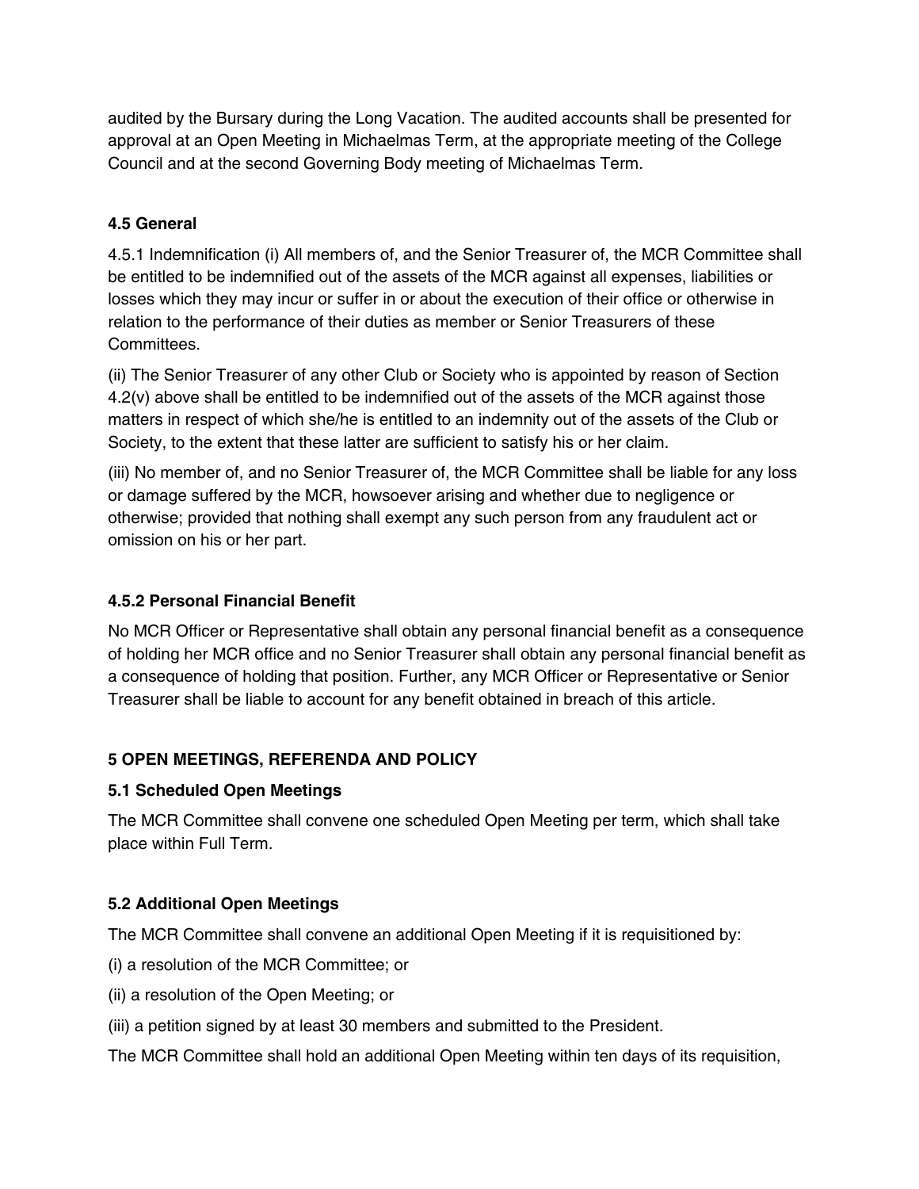audited by the Bursary during the Long Vacation. The audited accounts shall be presented for approval at an Open Meeting in Michaelmas Term, at the appropriate meeting of the College Council and at the second Governing Body meeting of Michaelmas Term.

### 4.5 General

4.5.1 Indemnification (i) All members of, and the Senior Treasurer of, the MCR Committee shall be entitled to be indemnified out of the assets of the MCR against all expenses, liabilities or losses which they may incur or suffer in or about the execution of their office or otherwise in relation to the performance of their duties as member or Senior Treasurers of these Committees.

(ii) The Senior Treasurer of any other Club or Society who is appointed by reason of Section 4.2(v) above shall be entitled to be indemnified out of the assets of the MCR against those matters in respect of which she/he is entitled to an indemnity out of the assets of the Club or Society, to the extent that these latter are sufficient to satisfy his or her claim.

(iii) No member of, and no Senior Treasurer of, the MCR Committee shall be liable for any loss or damage suffered by the MCR, howsoever arising and whether due to negligence or otherwise; provided that nothing shall exempt any such person from any fraudulent act or omission on his or her part.

### 4.5.2 Personal Financial Benefit

No MCR Officer or Representative shall obtain any personal financial benefit as a consequence of holding her MCR office and no Senior Treasurer shall obtain any personal financial benefit as a consequence of holding that position. Further, any MCR Officer or Representative or Senior Treasurer shall be liable to account for any benefit obtained in breach of this article.

## 5 OPEN MEETINGS, REFERENDA AND POLICY

### 5.1 Scheduled Open Meetings

The MCR Committee shall convene one scheduled Open Meeting per term, which shall take place within Full Term.

### 5.2 Additional Open Meetings

The MCR Committee shall convene an additional Open Meeting if it is requisitioned by:

(i) a resolution of the MCR Committee; or

(ii) a resolution of the Open Meeting; or

(iii) a petition signed by at least 30 members and submitted to the President.

The MCR Committee shall hold an additional Open Meeting within ten days of its requisition,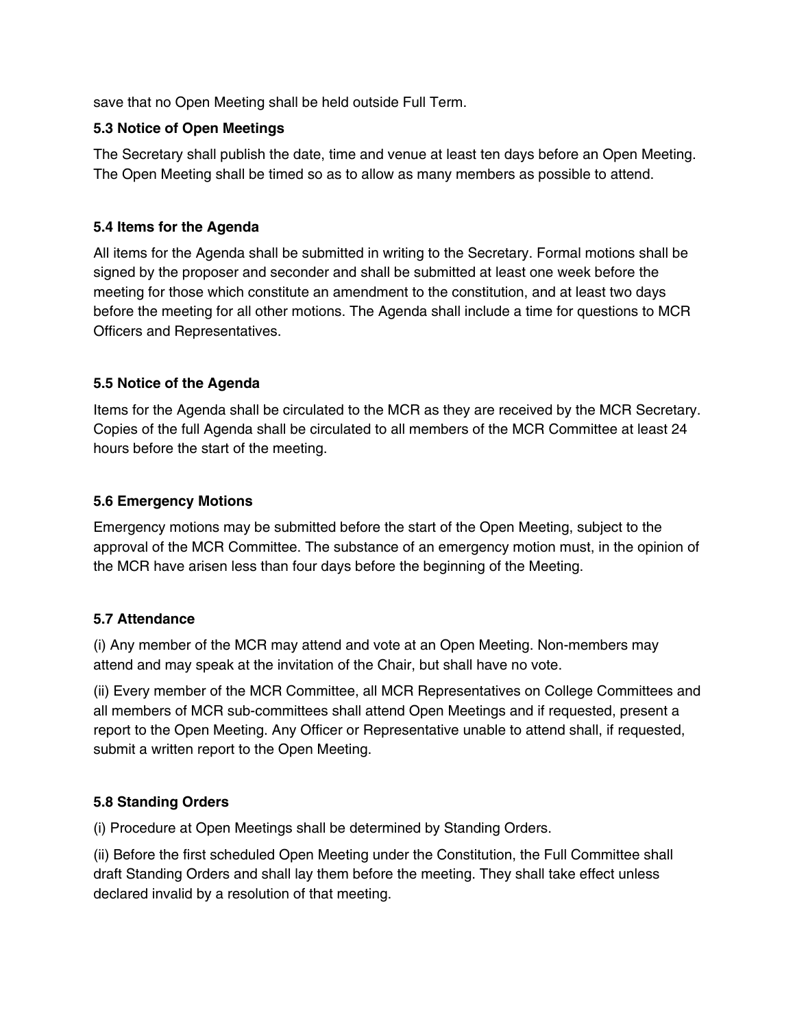save that no Open Meeting shall be held outside Full Term.

### 5.3 Notice of Open Meetings

The Secretary shall publish the date, time and venue at least ten days before an Open Meeting. The Open Meeting shall be timed so as to allow as many members as possible to attend.

### 5.4 Items for the Agenda

All items for the Agenda shall be submitted in writing to the Secretary. Formal motions shall be signed by the proposer and seconder and shall be submitted at least one week before the meeting for those which constitute an amendment to the constitution, and at least two days before the meeting for all other motions. The Agenda shall include a time for questions to MCR Officers and Representatives.

### 5.5 Notice of the Agenda

Items for the Agenda shall be circulated to the MCR as they are received by the MCR Secretary. Copies of the full Agenda shall be circulated to all members of the MCR Committee at least 24 hours before the start of the meeting.

### 5.6 Emergency Motions

Emergency motions may be submitted before the start of the Open Meeting, subject to the approval of the MCR Committee. The substance of an emergency motion must, in the opinion of the MCR have arisen less than four days before the beginning of the Meeting.

### 5.7 Attendance

(i) Any member of the MCR may attend and vote at an Open Meeting. Non-members may attend and may speak at the invitation of the Chair, but shall have no vote.

(ii) Every member of the MCR Committee, all MCR Representatives on College Committees and all members of MCR sub-committees shall attend Open Meetings and if requested, present a report to the Open Meeting. Any Officer or Representative unable to attend shall, if requested, submit a written report to the Open Meeting.

### 5.8 Standing Orders

(i) Procedure at Open Meetings shall be determined by Standing Orders.

(ii) Before the first scheduled Open Meeting under the Constitution, the Full Committee shall draft Standing Orders and shall lay them before the meeting. They shall take effect unless declared invalid by a resolution of that meeting.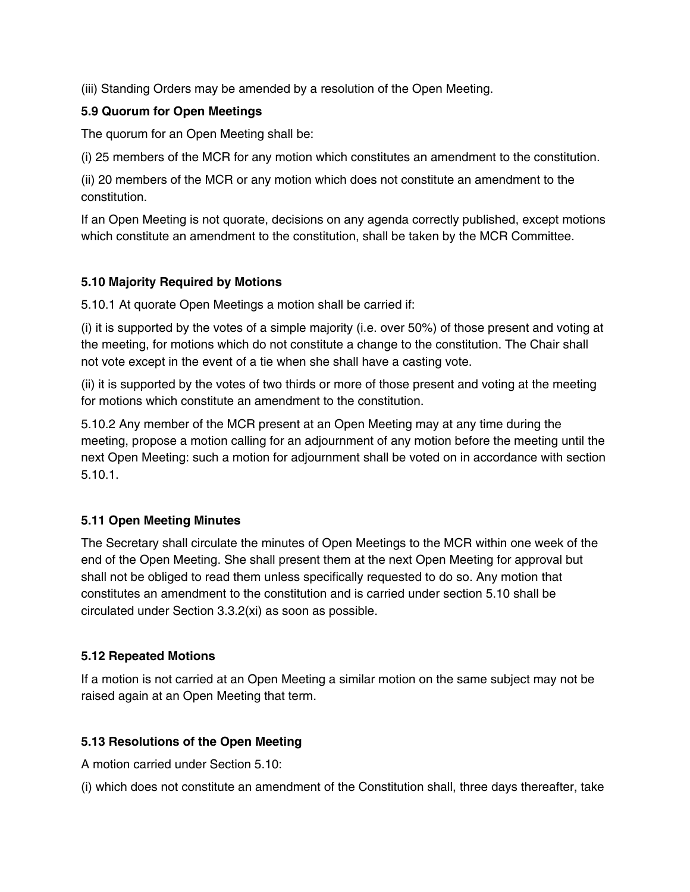(iii) Standing Orders may be amended by a resolution of the Open Meeting.

**5.9 Quorum for Open Meetings**

The quorum for an Open Meeting shall be:

(i) 25 members of the MCR for any motion which constitutes an amendment to the constitution.

(ii) 20 members of the MCR or any motion which does not constitute an amendment to the constitution.

If an Open Meeting is not quorate, decisions on any agenda correctly published, except motions which constitute an amendment to the constitution, shall be taken by the MCR Committee.

**5.10 Majority Required by Motions**

5.10.1 At quorate Open Meetings a motion shall be carried if:

(i) it is supported by the votes of a simple majority (i.e. over 50%) of those present and voting at the meeting, for motions which do not constitute a change to the constitution. The Chair shall not vote except in the event of a tie when she shall have a casting vote.

(ii) it is supported by the votes of two thirds or more of those present and voting at the meeting for motions which constitute an amendment to the constitution.

5.10.2 Any member of the MCR present at an Open Meeting may at any time during the meeting, propose a motion calling for an adjournment of any motion before the meeting until the next Open Meeting: such a motion for adjournment shall be voted on in accordance with section 5.10.1.

**5.11 Open Meeting Minutes**

The Secretary shall circulate the minutes of Open Meetings to the MCR within one week of the end of the Open Meeting. She shall present them at the next Open Meeting for approval but shall not be obliged to read them unless specifically requested to do so. Any motion that constitutes an amendment to the constitution and is carried under section 5.10 shall be circulated under Section 3.3.2(xi) as soon as possible.

**5.12 Repeated Motions**

If a motion is not carried at an Open Meeting a similar motion on the same subject may not be raised again at an Open Meeting that term.

**5.13 Resolutions of the Open Meeting**

A motion carried under Section 5.10:

(i) which does not constitute an amendment of the Constitution shall, three days thereafter, take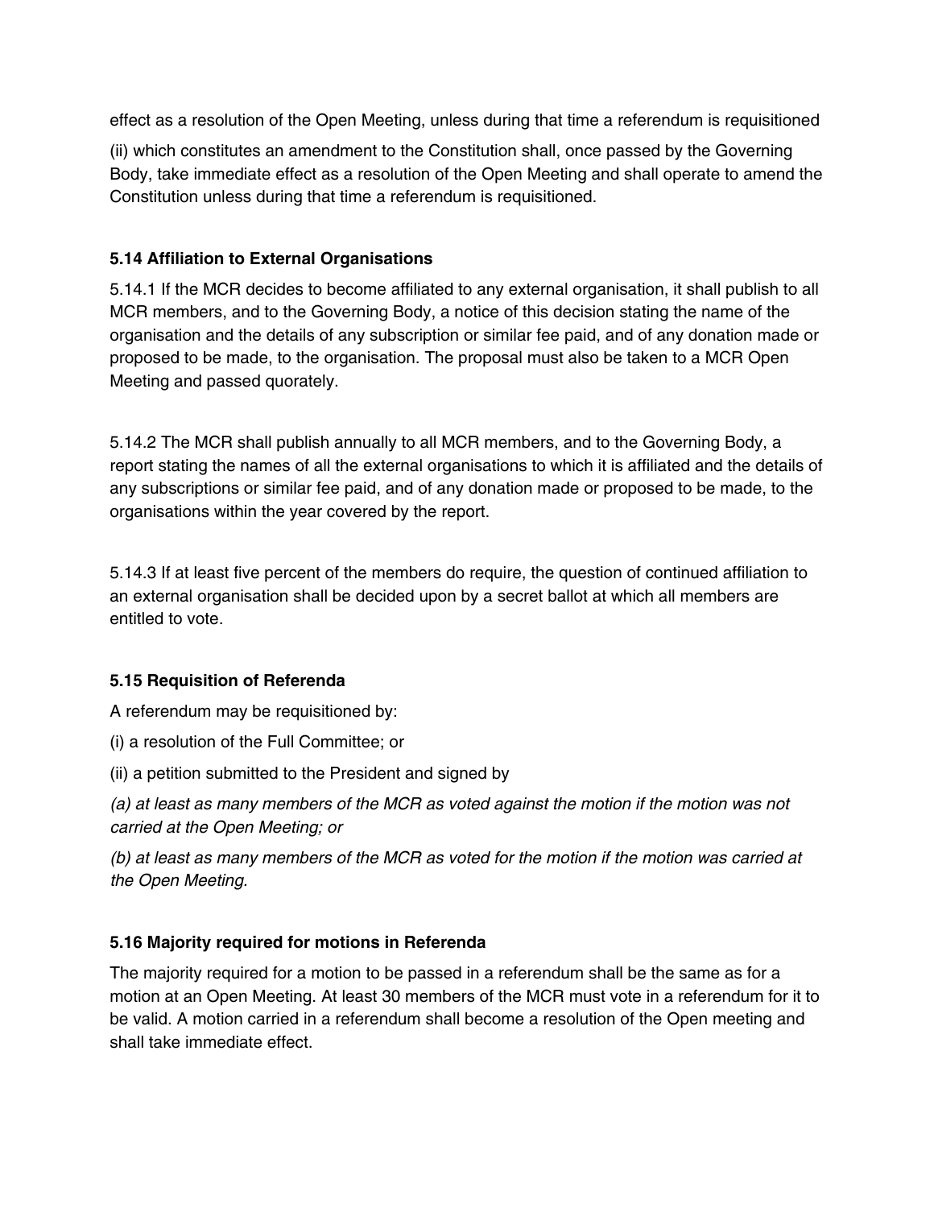effect as a resolution of the Open Meeting, unless during that time a referendum is requisitioned

(ii) which constitutes an amendment to the Constitution shall, once passed by the Governing Body, take immediate effect as a resolution of the Open Meeting and shall operate to amend the Constitution unless during that time a referendum is requisitioned.

### 5.14 Affiliation to External Organisations

5.14.1 If the MCR decides to become affiliated to any external organisation, it shall publish to all MCR members, and to the Governing Body, a notice of this decision stating the name of the organisation and the details of any subscription or similar fee paid, and of any donation made or proposed to be made, to the organisation. The proposal must also be taken to a MCR Open Meeting and passed quorately.

5.14.2 The MCR shall publish annually to all MCR members, and to the Governing Body, a report stating the names of all the external organisations to which it is affiliated and the details of any subscriptions or similar fee paid, and of any donation made or proposed to be made, to the organisations within the year covered by the report.

5.14.3 If at least five percent of the members do require, the question of continued affiliation to an external organisation shall be decided upon by a secret ballot at which all members are entitled to vote.

### 5.15 Requisition of Referenda

A referendum may be requisitioned by:

(i) a resolution of the Full Committee; or

(ii) a petition submitted to the President and signed by

*(a) at least as many members of the MCR as voted against the motion if the motion was not carried at the Open Meeting; or*

*(b) at least as many members of the MCR as voted for the motion if the motion was carried at the Open Meeting.*

### 5.16 Majority required for motions in Referenda

The majority required for a motion to be passed in a referendum shall be the same as for a motion at an Open Meeting. At least 30 members of the MCR must vote in a referendum for it to be valid. A motion carried in a referendum shall become a resolution of the Open meeting and shall take immediate effect.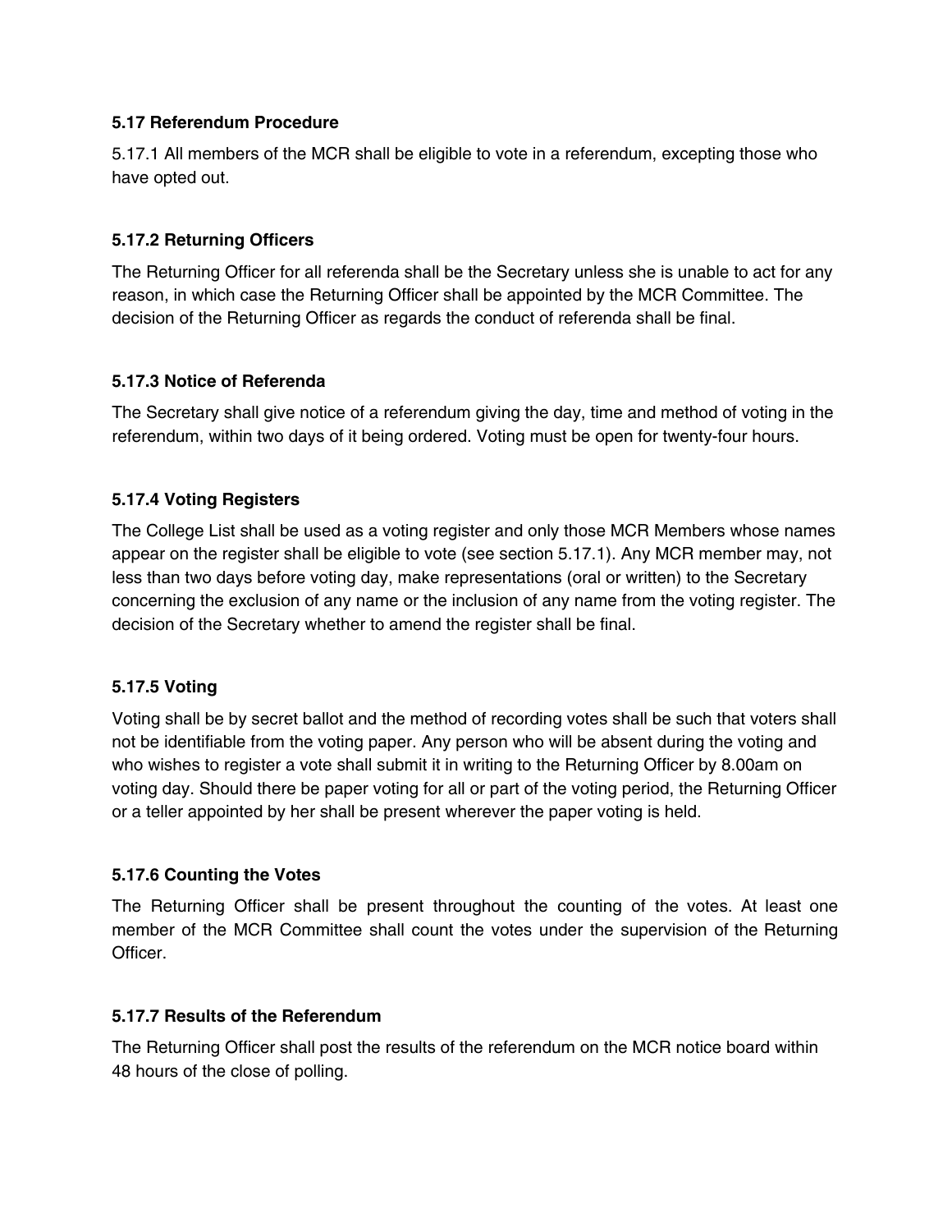### 5.17 Referendum Procedure

5.17.1 All members of the MCR shall be eligible to vote in a referendum, excepting those who have opted out.

#### 5.17.2 Returning Officers

The Returning Officer for all referenda shall be the Secretary unless she is unable to act for any reason, in which case the Returning Officer shall be appointed by the MCR Committee. The decision of the Returning Officer as regards the conduct of referenda shall be final.

#### 5.17.3 Notice of Referenda

The Secretary shall give notice of a referendum giving the day, time and method of voting in the referendum, within two days of it being ordered. Voting must be open for twenty-four hours.

#### 5.17.4 Voting Registers

The College List shall be used as a voting register and only those MCR Members whose names appear on the register shall be eligible to vote (see section 5.17.1). Any MCR member may, not less than two days before voting day, make representations (oral or written) to the Secretary concerning the exclusion of any name or the inclusion of any name from the voting register. The decision of the Secretary whether to amend the register shall be final.

#### 5.17.5 Voting

Voting shall be by secret ballot and the method of recording votes shall be such that voters shall not be identifiable from the voting paper. Any person who will be absent during the voting and who wishes to register a vote shall submit it in writing to the Returning Officer by 8.00am on voting day. Should there be paper voting for all or part of the voting period, the Returning Officer or a teller appointed by her shall be present wherever the paper voting is held.

#### 5.17.6 Counting the Votes

The Returning Officer shall be present throughout the counting of the votes. At least one member of the MCR Committee shall count the votes under the supervision of the Returning Officer.

#### 5.17.7 Results of the Referendum

The Returning Officer shall post the results of the referendum on the MCR notice board within 48 hours of the close of polling.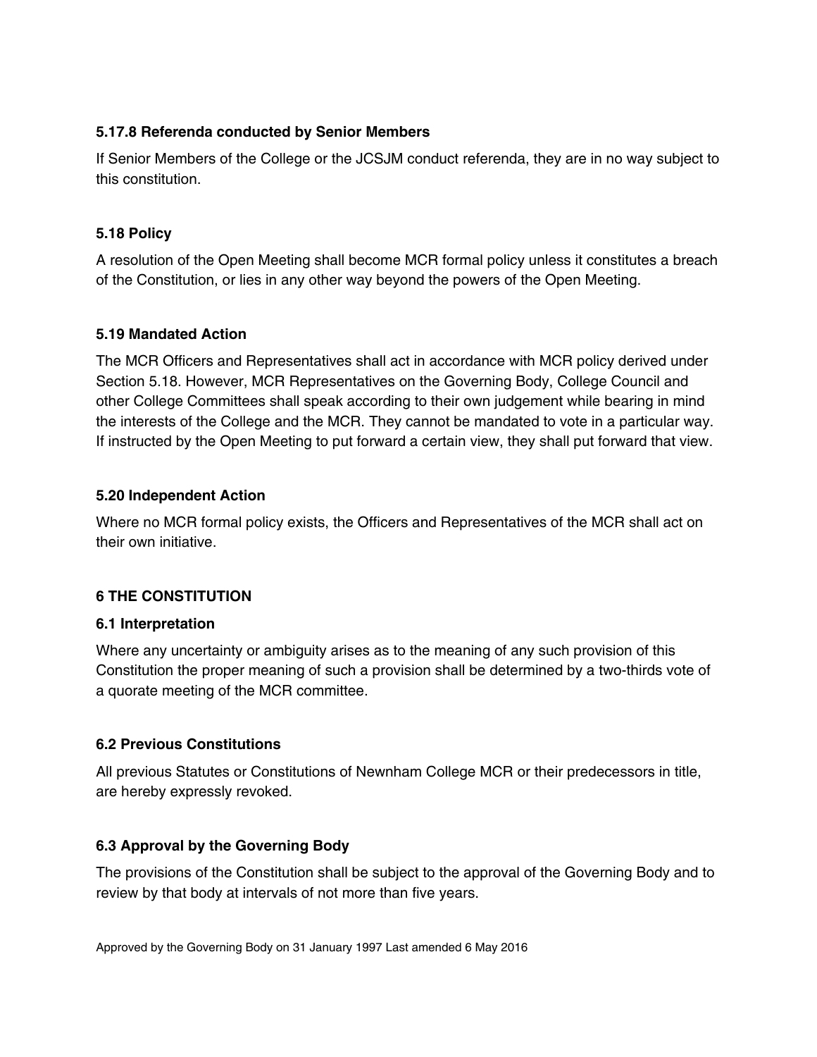#### 5.17.8 Referenda conducted by Senior Members

If Senior Members of the College or the JCSJM conduct referenda, they are in no way subject to this constitution.

### 5.18 Policy

A resolution of the Open Meeting shall become MCR formal policy unless it constitutes a breach of the Constitution, or lies in any other way beyond the powers of the Open Meeting.

### 5.19 Mandated Action

The MCR Officers and Representatives shall act in accordance with MCR policy derived under Section 5.18. However, MCR Representatives on the Governing Body, College Council and other College Committees shall speak according to their own judgement while bearing in mind the interests of the College and the MCR. They cannot be mandated to vote in a particular way. If instructed by the Open Meeting to put forward a certain view, they shall put forward that view.

### 5.20 Independent Action

Where no MCR formal policy exists, the Officers and Representatives of the MCR shall act on their own initiative.

## 6 THE CONSTITUTION

### 6.1 Interpretation

Where any uncertainty or ambiguity arises as to the meaning of any such provision of this Constitution the proper meaning of such a provision shall be determined by a two-thirds vote of a quorate meeting of the MCR committee.

### 6.2 Previous Constitutions

All previous Statutes or Constitutions of Newnham College MCR or their predecessors in title, are hereby expressly revoked.

### 6.3 Approval by the Governing Body

The provisions of the Constitution shall be subject to the approval of the Governing Body and to review by that body at intervals of not more than five years.

Approved by the Governing Body on 31 January 1997 Last amended 6 May 2016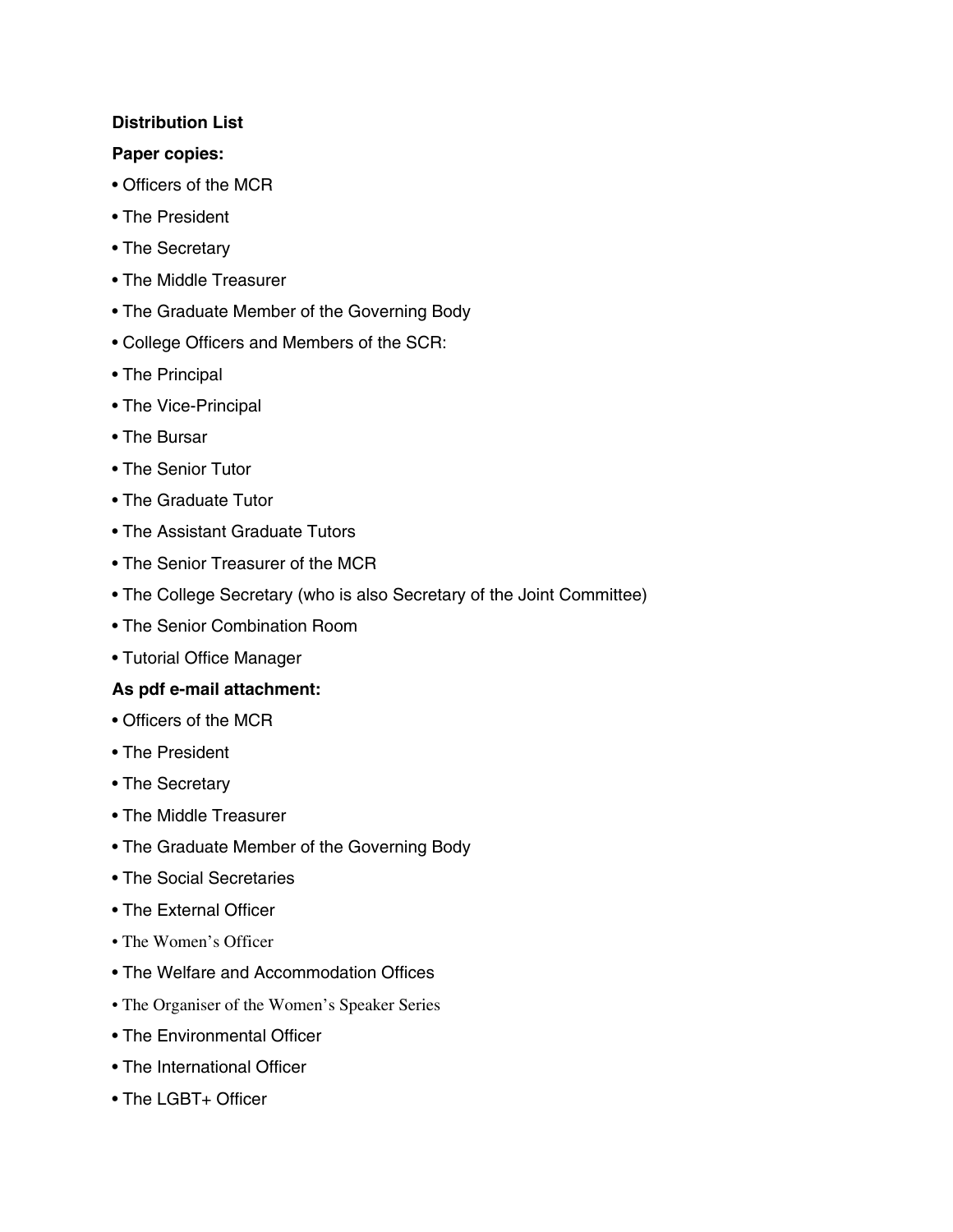**Distribution List**

**Paper copies:**

- Officers of the MCR
- The President
- The Secretary
- The Middle Treasurer
- The Graduate Member of the Governing Body
- College Officers and Members of the SCR:
- The Principal
- The Vice-Principal
- The Bursar
- The Senior Tutor
- The Graduate Tutor
- The Assistant Graduate Tutors
- The Senior Treasurer of the MCR
- The College Secretary (who is also Secretary of the Joint Committee)
- The Senior Combination Room
- Tutorial Office Manager

**As pdf e-mail attachment:**

- Officers of the MCR
- The President
- The Secretary
- The Middle Treasurer
- The Graduate Member of the Governing Body
- The Social Secretaries
- The External Officer
- The Women's Officer
- The Welfare and Accommodation Offices
- The Organiser of the Women's Speaker Series
- The Environmental Officer
- The International Officer
- The LGBT+ Officer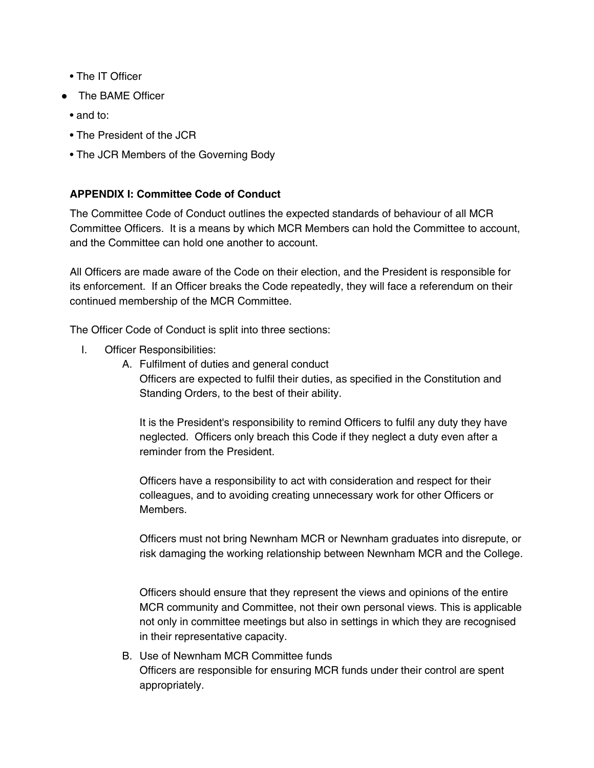- The IT Officer
- The BAME Officer
- and to:
- The President of the JCR
- The JCR Members of the Governing Body

**APPENDIX I: Committee Code of Conduct**

The Committee Code of Conduct outlines the expected standards of behaviour of all MCR Committee Officers. It is a means by which MCR Members can hold the Committee to account, and the Committee can hold one another to account.

All Officers are made aware of the Code on their election, and the President is responsible for its enforcement. If an Officer breaks the Code repeatedly, they will face a referendum on their continued membership of the MCR Committee.

The Officer Code of Conduct is split into three sections:

I. Officer Responsibilities:

   A. Fulfilment of duties and general conduct

      Officers are expected to fulfil their duties, as specified in the Constitution and Standing Orders, to the best of their ability.

      It is the President's responsibility to remind Officers to fulfil any duty they have neglected. Officers only breach this Code if they neglect a duty even after a reminder from the President.

      Officers have a responsibility to act with consideration and respect for their colleagues, and to avoiding creating unnecessary work for other Officers or Members.

      Officers must not bring Newnham MCR or Newnham graduates into disrepute, or risk damaging the working relationship between Newnham MCR and the College.

      Officers should ensure that they represent the views and opinions of the entire MCR community and Committee, not their own personal views. This is applicable not only in committee meetings but also in settings in which they are recognised in their representative capacity.

   B. Use of Newnham MCR Committee funds

      Officers are responsible for ensuring MCR funds under their control are spent appropriately.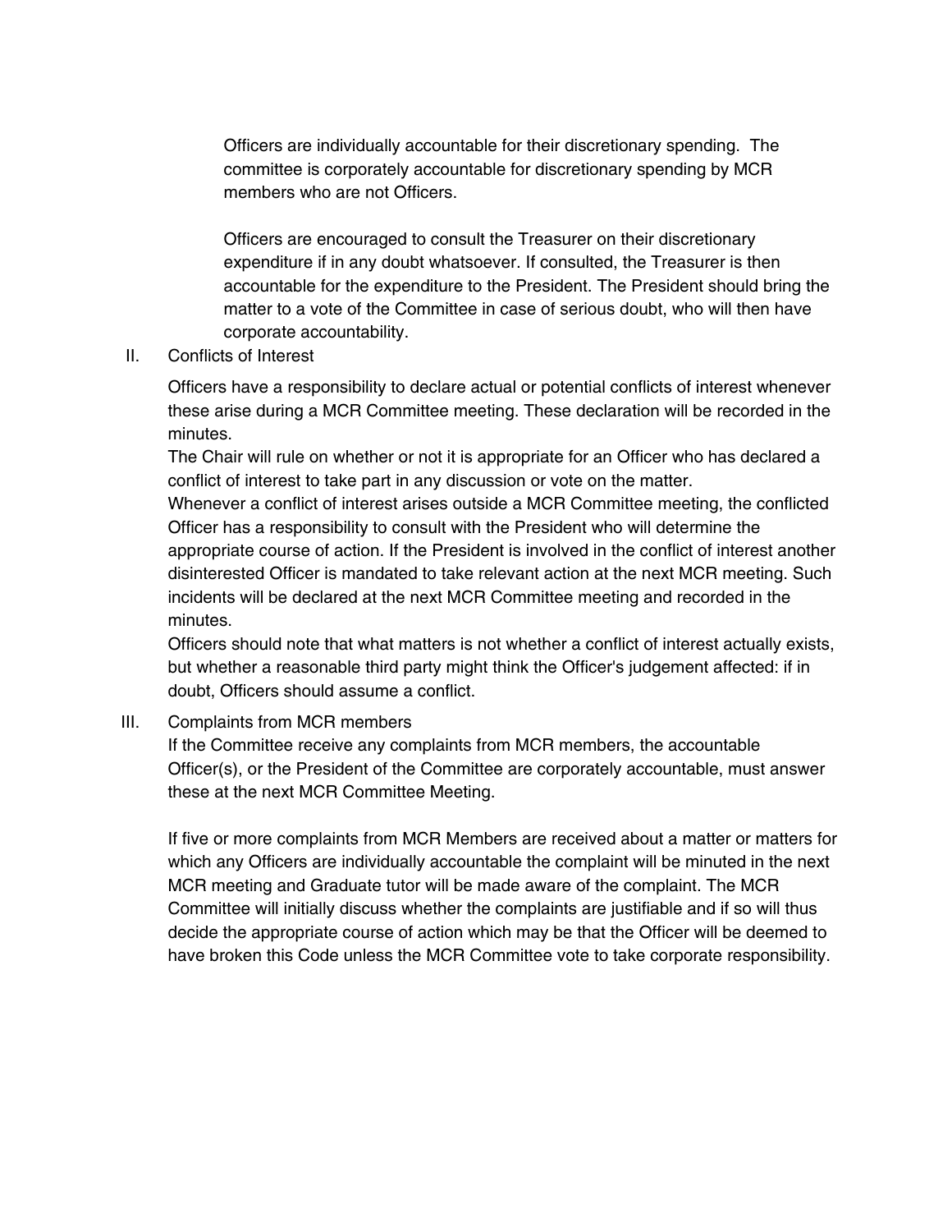Officers are individually accountable for their discretionary spending. The committee is corporately accountable for discretionary spending by MCR members who are not Officers.

Officers are encouraged to consult the Treasurer on their discretionary expenditure if in any doubt whatsoever. If consulted, the Treasurer is then accountable for the expenditure to the President. The President should bring the matter to a vote of the Committee in case of serious doubt, who will then have corporate accountability.

II. Conflicts of Interest

Officers have a responsibility to declare actual or potential conflicts of interest whenever these arise during a MCR Committee meeting. These declaration will be recorded in the minutes.
The Chair will rule on whether or not it is appropriate for an Officer who has declared a conflict of interest to take part in any discussion or vote on the matter.
Whenever a conflict of interest arises outside a MCR Committee meeting, the conflicted Officer has a responsibility to consult with the President who will determine the appropriate course of action. If the President is involved in the conflict of interest another disinterested Officer is mandated to take relevant action at the next MCR meeting. Such incidents will be declared at the next MCR Committee meeting and recorded in the minutes.
Officers should note that what matters is not whether a conflict of interest actually exists, but whether a reasonable third party might think the Officer's judgement affected: if in doubt, Officers should assume a conflict.

III. Complaints from MCR members

If the Committee receive any complaints from MCR members, the accountable Officer(s), or the President of the Committee are corporately accountable, must answer these at the next MCR Committee Meeting.

If five or more complaints from MCR Members are received about a matter or matters for which any Officers are individually accountable the complaint will be minuted in the next MCR meeting and Graduate tutor will be made aware of the complaint. The MCR Committee will initially discuss whether the complaints are justifiable and if so will thus decide the appropriate course of action which may be that the Officer will be deemed to have broken this Code unless the MCR Committee vote to take corporate responsibility.